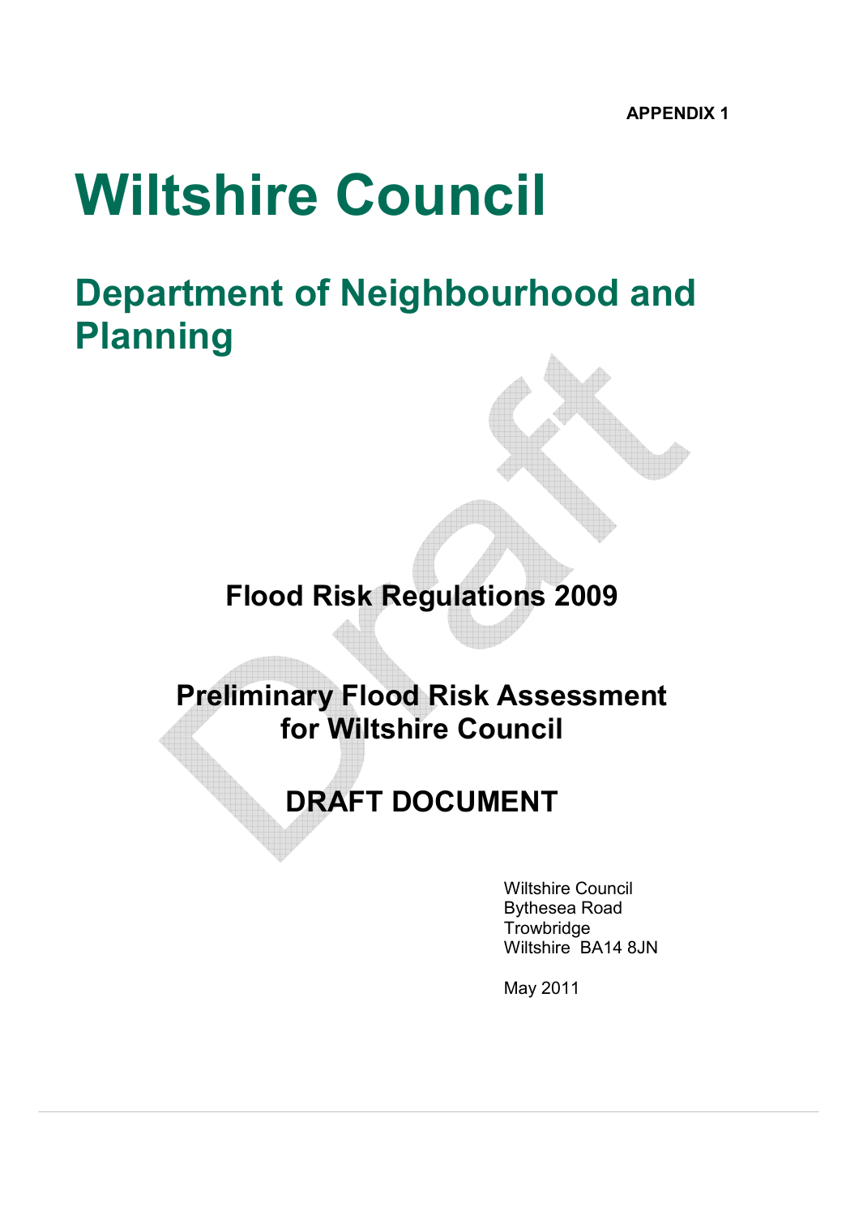**APPENDIX 1**

# Wiltshire Council

## Department of Neighbourhood and Planning

**Flood Risk Regulations 2009**

**Preliminary Flood Risk Assessment for Wiltshire Council**

**DRAFT DOCUMENT**

Wiltshire Council
Bythesea Road
Trowbridge
Wiltshire BA14 8JN

May 2011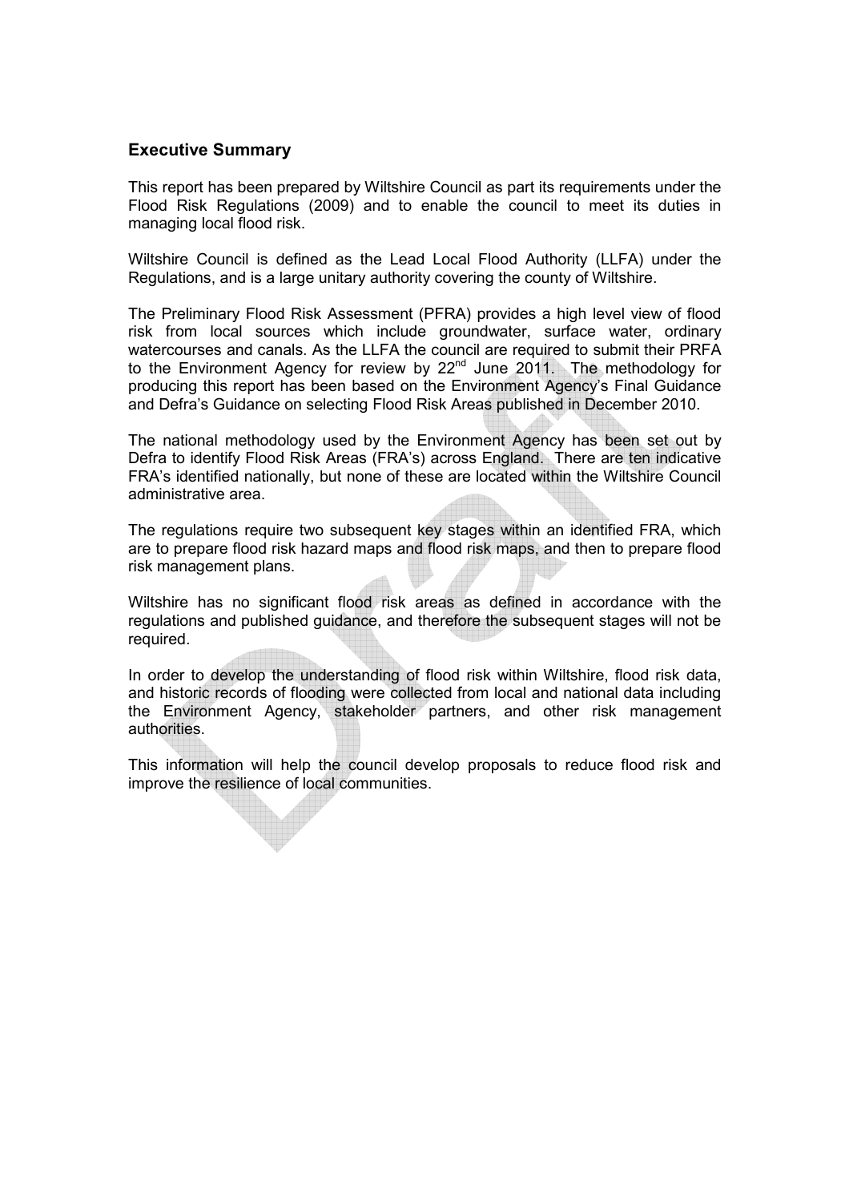## Executive Summary

This report has been prepared by Wiltshire Council as part its requirements under the Flood Risk Regulations (2009) and to enable the council to meet its duties in managing local flood risk.

Wiltshire Council is defined as the Lead Local Flood Authority (LLFA) under the Regulations, and is a large unitary authority covering the county of Wiltshire.

The Preliminary Flood Risk Assessment (PFRA) provides a high level view of flood risk from local sources which include groundwater, surface water, ordinary watercourses and canals. As the LLFA the council are required to submit their PRFA to the Environment Agency for review by 22nd June 2011. The methodology for producing this report has been based on the Environment Agency's Final Guidance and Defra's Guidance on selecting Flood Risk Areas published in December 2010.

The national methodology used by the Environment Agency has been set out by Defra to identify Flood Risk Areas (FRA's) across England. There are ten indicative FRA's identified nationally, but none of these are located within the Wiltshire Council administrative area.

The regulations require two subsequent key stages within an identified FRA, which are to prepare flood risk hazard maps and flood risk maps, and then to prepare flood risk management plans.

Wiltshire has no significant flood risk areas as defined in accordance with the regulations and published guidance, and therefore the subsequent stages will not be required.

In order to develop the understanding of flood risk within Wiltshire, flood risk data, and historic records of flooding were collected from local and national data including the Environment Agency, stakeholder partners, and other risk management authorities.

This information will help the council develop proposals to reduce flood risk and improve the resilience of local communities.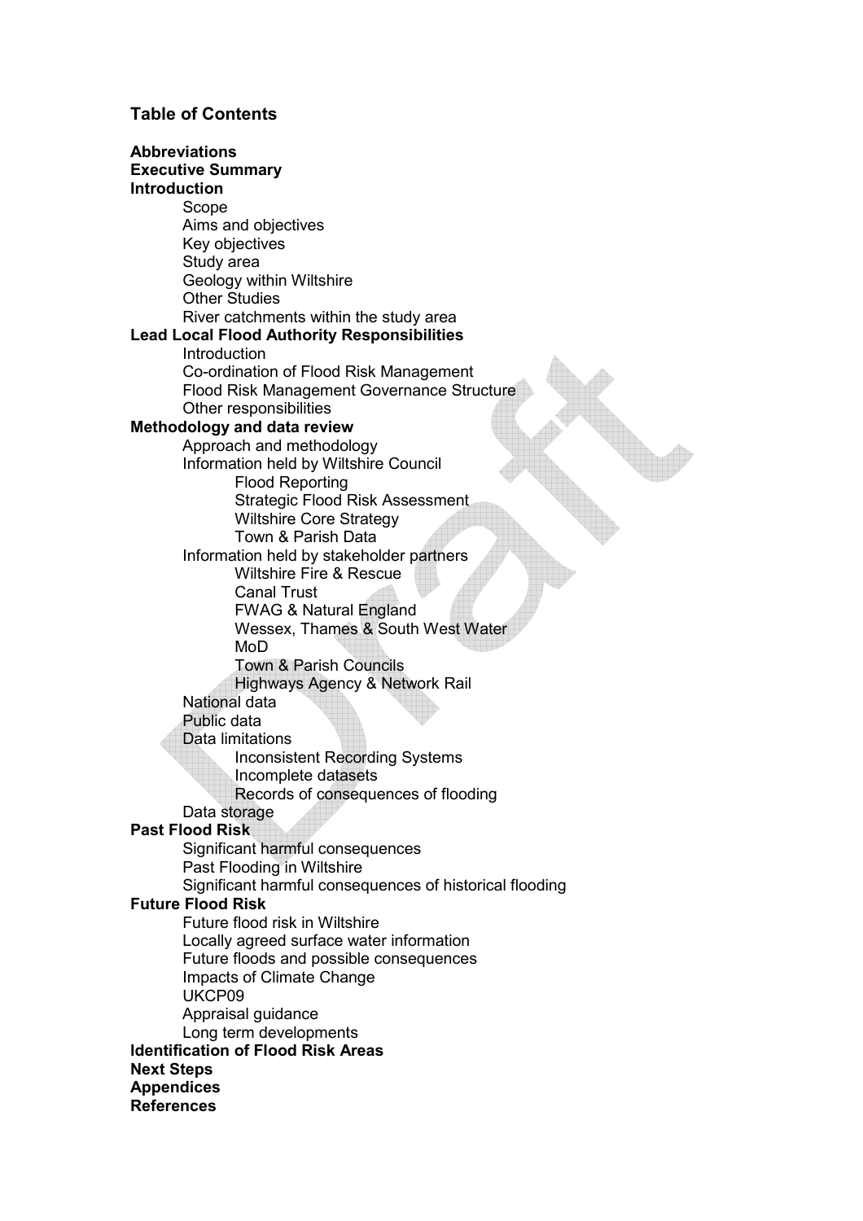## Table of Contents

**Abbreviations**
**Executive Summary**
**Introduction**
- Scope
- Aims and objectives
- Key objectives
- Study area
- Geology within Wiltshire
- Other Studies
- River catchments within the study area

**Lead Local Flood Authority Responsibilities**
- Introduction
- Co-ordination of Flood Risk Management
- Flood Risk Management Governance Structure
- Other responsibilities

**Methodology and data review**
- Approach and methodology
- Information held by Wiltshire Council
  - Flood Reporting
  - Strategic Flood Risk Assessment
  - Wiltshire Core Strategy
  - Town & Parish Data
- Information held by stakeholder partners
  - Wiltshire Fire & Rescue
  - Canal Trust
  - FWAG & Natural England
  - Wessex, Thames & South West Water
  - MoD
  - Town & Parish Councils
  - Highways Agency & Network Rail
- National data
- Public data
- Data limitations
  - Inconsistent Recording Systems
  - Incomplete datasets
  - Records of consequences of flooding
- Data storage

**Past Flood Risk**
- Significant harmful consequences
- Past Flooding in Wiltshire
- Significant harmful consequences of historical flooding

**Future Flood Risk**
- Future flood risk in Wiltshire
- Locally agreed surface water information
- Future floods and possible consequences
- Impacts of Climate Change
- UKCP09
- Appraisal guidance
- Long term developments

**Identification of Flood Risk Areas**
**Next Steps**
**Appendices**
**References**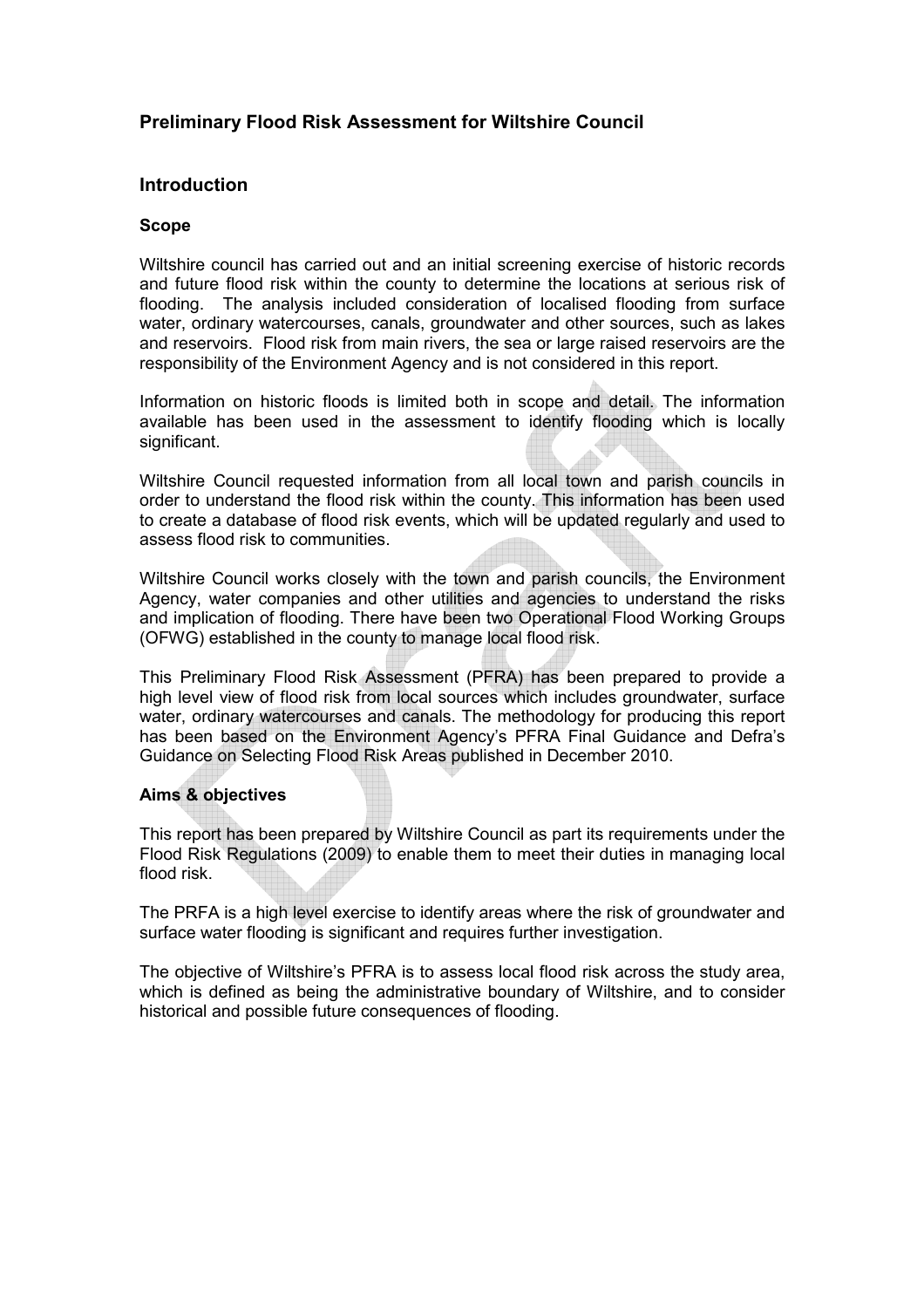# Preliminary Flood Risk Assessment for Wiltshire Council

## Introduction

### Scope

Wiltshire council has carried out and an initial screening exercise of historic records and future flood risk within the county to determine the locations at serious risk of flooding. The analysis included consideration of localised flooding from surface water, ordinary watercourses, canals, groundwater and other sources, such as lakes and reservoirs. Flood risk from main rivers, the sea or large raised reservoirs are the responsibility of the Environment Agency and is not considered in this report.

Information on historic floods is limited both in scope and detail. The information available has been used in the assessment to identify flooding which is locally significant.

Wiltshire Council requested information from all local town and parish councils in order to understand the flood risk within the county. This information has been used to create a database of flood risk events, which will be updated regularly and used to assess flood risk to communities.

Wiltshire Council works closely with the town and parish councils, the Environment Agency, water companies and other utilities and agencies to understand the risks and implication of flooding. There have been two Operational Flood Working Groups (OFWG) established in the county to manage local flood risk.

This Preliminary Flood Risk Assessment (PFRA) has been prepared to provide a high level view of flood risk from local sources which includes groundwater, surface water, ordinary watercourses and canals. The methodology for producing this report has been based on the Environment Agency's PFRA Final Guidance and Defra's Guidance on Selecting Flood Risk Areas published in December 2010.

### Aims & objectives

This report has been prepared by Wiltshire Council as part its requirements under the Flood Risk Regulations (2009) to enable them to meet their duties in managing local flood risk.

The PRFA is a high level exercise to identify areas where the risk of groundwater and surface water flooding is significant and requires further investigation.

The objective of Wiltshire's PFRA is to assess local flood risk across the study area, which is defined as being the administrative boundary of Wiltshire, and to consider historical and possible future consequences of flooding.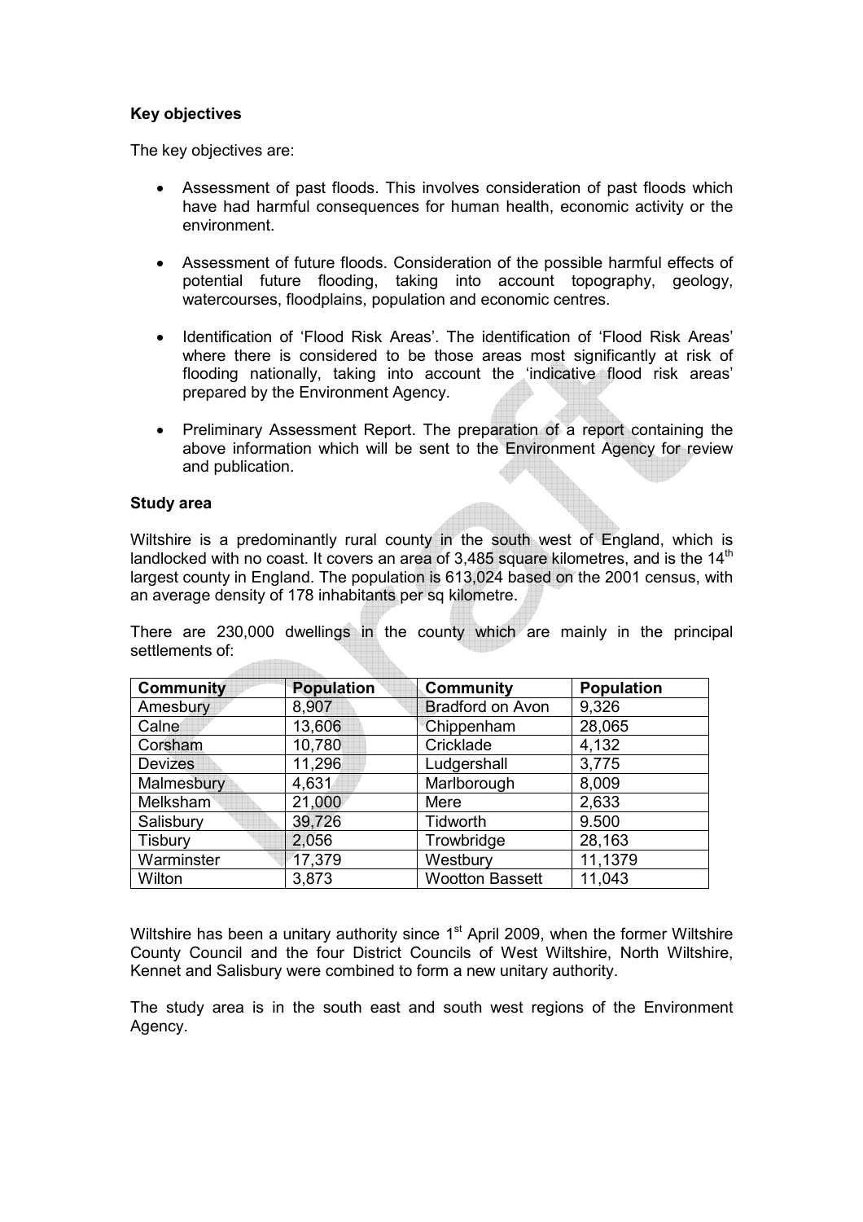**Key objectives**

The key objectives are:

- Assessment of past floods. This involves consideration of past floods which have had harmful consequences for human health, economic activity or the environment.

- Assessment of future floods. Consideration of the possible harmful effects of potential future flooding, taking into account topography, geology, watercourses, floodplains, population and economic centres.

- Identification of 'Flood Risk Areas'. The identification of 'Flood Risk Areas' where there is considered to be those areas most significantly at risk of flooding nationally, taking into account the 'indicative flood risk areas' prepared by the Environment Agency.

- Preliminary Assessment Report. The preparation of a report containing the above information which will be sent to the Environment Agency for review and publication.

**Study area**

Wiltshire is a predominantly rural county in the south west of England, which is landlocked with no coast. It covers an area of 3,485 square kilometres, and is the 14th largest county in England. The population is 613,024 based on the 2001 census, with an average density of 178 inhabitants per sq kilometre.

There are 230,000 dwellings in the county which are mainly in the principal settlements of:

| Community | Population | Community | Population |
|---|---|---|---|
| Amesbury | 8,907 | Bradford on Avon | 9,326 |
| Calne | 13,606 | Chippenham | 28,065 |
| Corsham | 10,780 | Cricklade | 4,132 |
| Devizes | 11,296 | Ludgershall | 3,775 |
| Malmesbury | 4,631 | Marlborough | 8,009 |
| Melksham | 21,000 | Mere | 2,633 |
| Salisbury | 39,726 | Tidworth | 9.500 |
| Tisbury | 2,056 | Trowbridge | 28,163 |
| Warminster | 17,379 | Westbury | 11,1379 |
| Wilton | 3,873 | Wootton Bassett | 11,043 |

Wiltshire has been a unitary authority since 1st April 2009, when the former Wiltshire County Council and the four District Councils of West Wiltshire, North Wiltshire, Kennet and Salisbury were combined to form a new unitary authority.

The study area is in the south east and south west regions of the Environment Agency.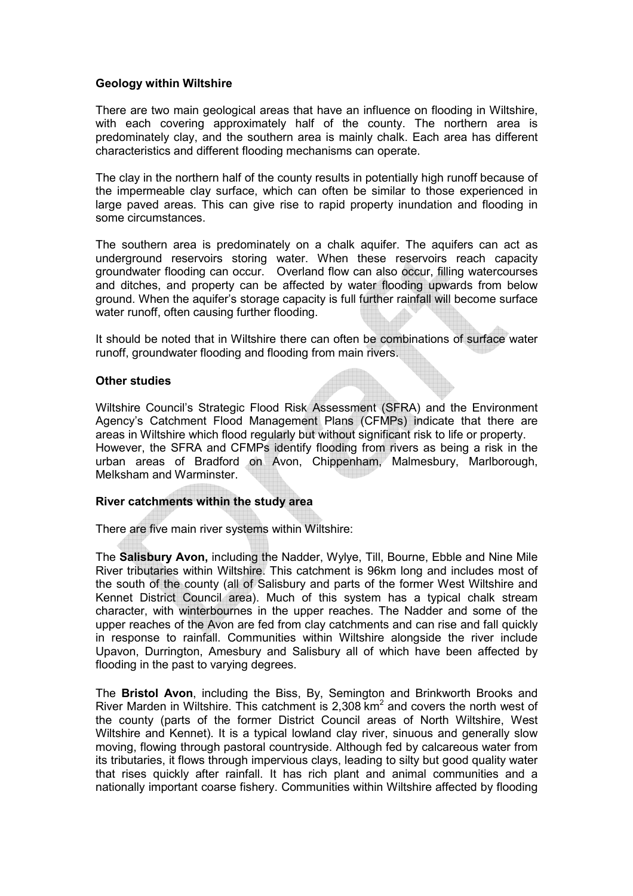**Geology within Wiltshire**

There are two main geological areas that have an influence on flooding in Wiltshire, with each covering approximately half of the county. The northern area is predominately clay, and the southern area is mainly chalk. Each area has different characteristics and different flooding mechanisms can operate.

The clay in the northern half of the county results in potentially high runoff because of the impermeable clay surface, which can often be similar to those experienced in large paved areas. This can give rise to rapid property inundation and flooding in some circumstances.

The southern area is predominately on a chalk aquifer. The aquifers can act as underground reservoirs storing water. When these reservoirs reach capacity groundwater flooding can occur. Overland flow can also occur, filling watercourses and ditches, and property can be affected by water flooding upwards from below ground. When the aquifer's storage capacity is full further rainfall will become surface water runoff, often causing further flooding.

It should be noted that in Wiltshire there can often be combinations of surface water runoff, groundwater flooding and flooding from main rivers.

**Other studies**

Wiltshire Council's Strategic Flood Risk Assessment (SFRA) and the Environment Agency's Catchment Flood Management Plans (CFMPs) indicate that there are areas in Wiltshire which flood regularly but without significant risk to life or property. However, the SFRA and CFMPs identify flooding from rivers as being a risk in the urban areas of Bradford on Avon, Chippenham, Malmesbury, Marlborough, Melksham and Warminster.

**River catchments within the study area**

There are five main river systems within Wiltshire:

The **Salisbury Avon,** including the Nadder, Wylye, Till, Bourne, Ebble and Nine Mile River tributaries within Wiltshire. This catchment is 96km long and includes most of the south of the county (all of Salisbury and parts of the former West Wiltshire and Kennet District Council area). Much of this system has a typical chalk stream character, with winterbournes in the upper reaches. The Nadder and some of the upper reaches of the Avon are fed from clay catchments and can rise and fall quickly in response to rainfall. Communities within Wiltshire alongside the river include Upavon, Durrington, Amesbury and Salisbury all of which have been affected by flooding in the past to varying degrees.

The **Bristol Avon**, including the Biss, By, Semington and Brinkworth Brooks and River Marden in Wiltshire. This catchment is 2,308 $km^2$ and covers the north west of the county (parts of the former District Council areas of North Wiltshire, West Wiltshire and Kennet). It is a typical lowland clay river, sinuous and generally slow moving, flowing through pastoral countryside. Although fed by calcareous water from its tributaries, it flows through impervious clays, leading to silty but good quality water that rises quickly after rainfall. It has rich plant and animal communities and a nationally important coarse fishery. Communities within Wiltshire affected by flooding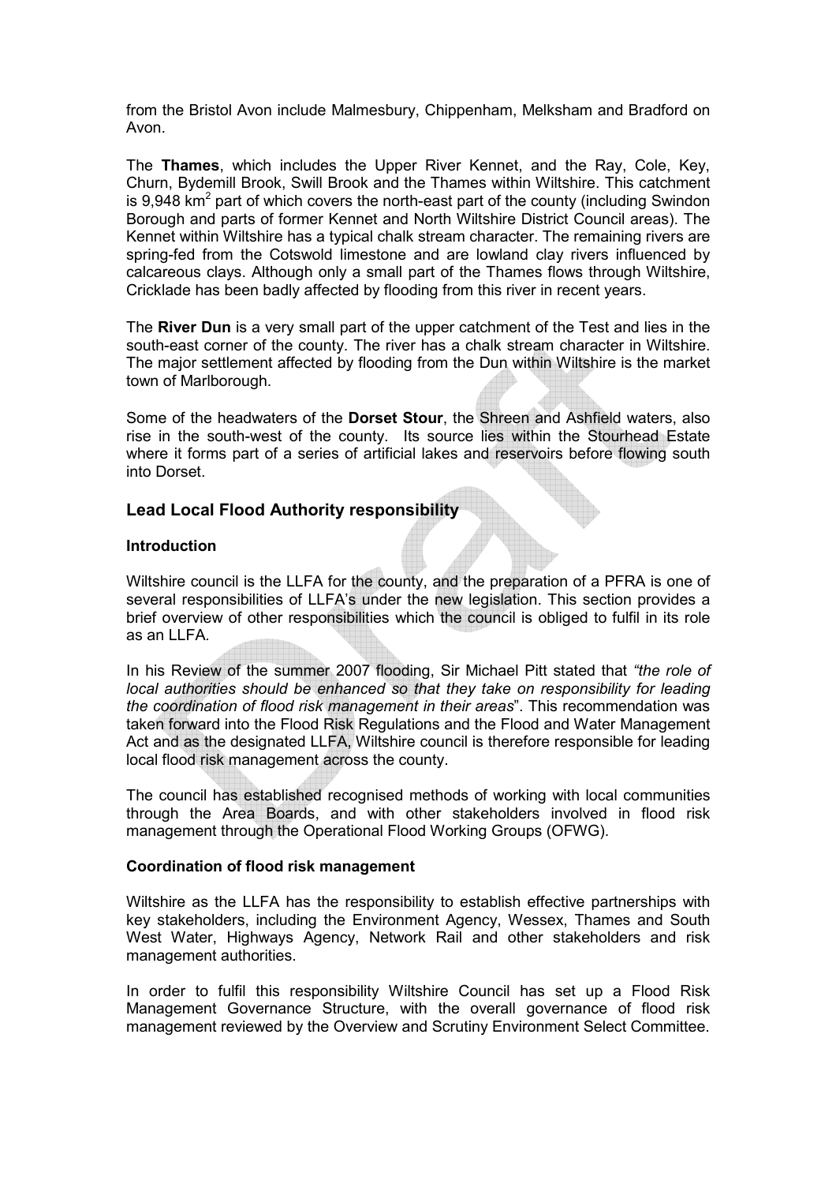from the Bristol Avon include Malmesbury, Chippenham, Melksham and Bradford on Avon.

The **Thames**, which includes the Upper River Kennet, and the Ray, Cole, Key, Churn, Bydemill Brook, Swill Brook and the Thames within Wiltshire. This catchment is 9,948 km$^2$ part of which covers the north-east part of the county (including Swindon Borough and parts of former Kennet and North Wiltshire District Council areas). The Kennet within Wiltshire has a typical chalk stream character. The remaining rivers are spring-fed from the Cotswold limestone and are lowland clay rivers influenced by calcareous clays. Although only a small part of the Thames flows through Wiltshire, Cricklade has been badly affected by flooding from this river in recent years.

The **River Dun** is a very small part of the upper catchment of the Test and lies in the south-east corner of the county. The river has a chalk stream character in Wiltshire. The major settlement affected by flooding from the Dun within Wiltshire is the market town of Marlborough.

Some of the headwaters of the **Dorset Stour**, the Shreen and Ashfield waters, also rise in the south-west of the county. Its source lies within the Stourhead Estate where it forms part of a series of artificial lakes and reservoirs before flowing south into Dorset.

## Lead Local Flood Authority responsibility

### Introduction

Wiltshire council is the LLFA for the county, and the preparation of a PFRA is one of several responsibilities of LLFA's under the new legislation. This section provides a brief overview of other responsibilities which the council is obliged to fulfil in its role as an LLFA.

In his Review of the summer 2007 flooding, Sir Michael Pitt stated that *"the role of local authorities should be enhanced so that they take on responsibility for leading the coordination of flood risk management in their areas*". This recommendation was taken forward into the Flood Risk Regulations and the Flood and Water Management Act and as the designated LLFA, Wiltshire council is therefore responsible for leading local flood risk management across the county.

The council has established recognised methods of working with local communities through the Area Boards, and with other stakeholders involved in flood risk management through the Operational Flood Working Groups (OFWG).

### Coordination of flood risk management

Wiltshire as the LLFA has the responsibility to establish effective partnerships with key stakeholders, including the Environment Agency, Wessex, Thames and South West Water, Highways Agency, Network Rail and other stakeholders and risk management authorities.

In order to fulfil this responsibility Wiltshire Council has set up a Flood Risk Management Governance Structure, with the overall governance of flood risk management reviewed by the Overview and Scrutiny Environment Select Committee.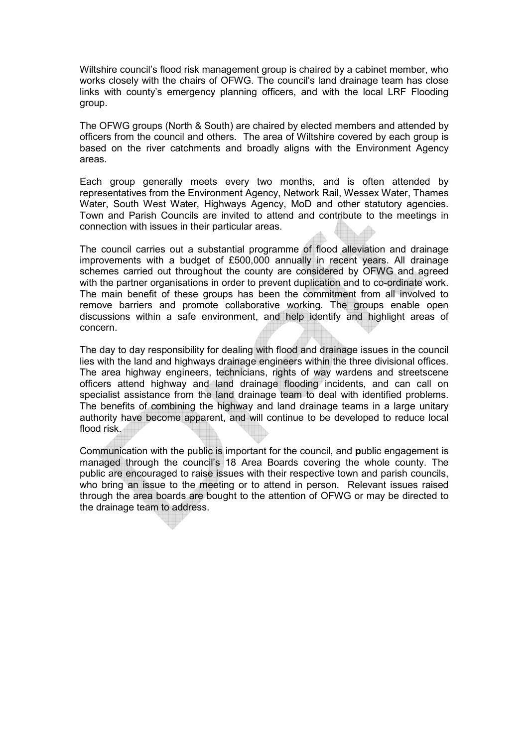Wiltshire council's flood risk management group is chaired by a cabinet member, who works closely with the chairs of OFWG. The council's land drainage team has close links with county's emergency planning officers, and with the local LRF Flooding group.

The OFWG groups (North & South) are chaired by elected members and attended by officers from the council and others. The area of Wiltshire covered by each group is based on the river catchments and broadly aligns with the Environment Agency areas.

Each group generally meets every two months, and is often attended by representatives from the Environment Agency, Network Rail, Wessex Water, Thames Water, South West Water, Highways Agency, MoD and other statutory agencies. Town and Parish Councils are invited to attend and contribute to the meetings in connection with issues in their particular areas.

The council carries out a substantial programme of flood alleviation and drainage improvements with a budget of £500,000 annually in recent years. All drainage schemes carried out throughout the county are considered by OFWG and agreed with the partner organisations in order to prevent duplication and to co-ordinate work. The main benefit of these groups has been the commitment from all involved to remove barriers and promote collaborative working. The groups enable open discussions within a safe environment, and help identify and highlight areas of concern.

The day to day responsibility for dealing with flood and drainage issues in the council lies with the land and highways drainage engineers within the three divisional offices. The area highway engineers, technicians, rights of way wardens and streetscene officers attend highway and land drainage flooding incidents, and can call on specialist assistance from the land drainage team to deal with identified problems. The benefits of combining the highway and land drainage teams in a large unitary authority have become apparent, and will continue to be developed to reduce local flood risk.

Communication with the public is important for the council, and **p**ublic engagement is managed through the council's 18 Area Boards covering the whole county. The public are encouraged to raise issues with their respective town and parish councils, who bring an issue to the meeting or to attend in person. Relevant issues raised through the area boards are bought to the attention of OFWG or may be directed to the drainage team to address.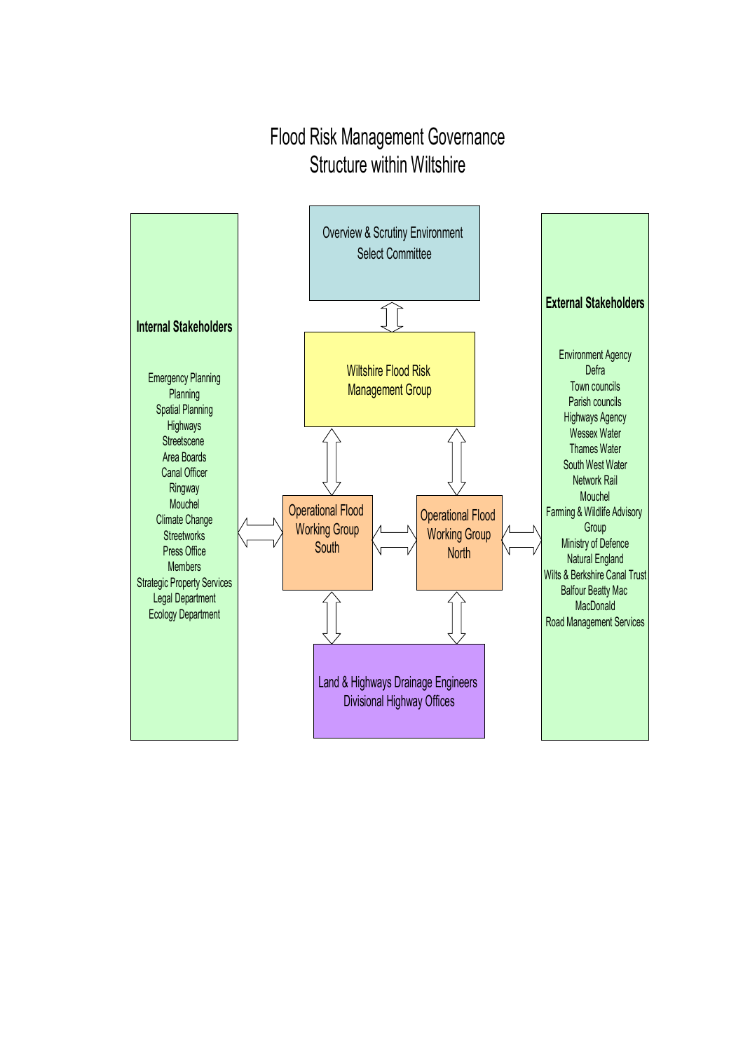# Flood Risk Management Governance Structure within Wiltshire

Overview & Scrutiny Environment Select Committee

Wiltshire Flood Risk Management Group

Operational Flood Working Group South

Operational Flood Working Group North

Land & Highways Drainage Engineers Divisional Highway Offices

**Internal Stakeholders**

- Emergency Planning
- Planning
- Spatial Planning
- Highways
- Streetscene
- Area Boards
- Canal Officer
- Ringway
- Mouchel
- Climate Change
- Streetworks
- Press Office
- Members
- Strategic Property Services
- Legal Department
- Ecology Department

**External Stakeholders**

- Environment Agency
- Defra
- Town councils
- Parish councils
- Highways Agency
- Wessex Water
- Thames Water
- South West Water
- Network Rail
- Mouchel
- Farming & Wildlife Advisory Group
- Ministry of Defence
- Natural England
- Wilts & Berkshire Canal Trust
- Balfour Beatty Mac MacDonald
- Road Management Services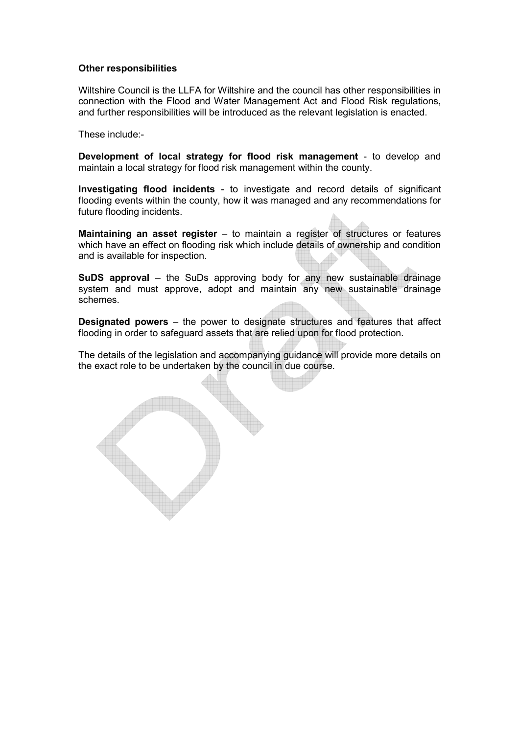**Other responsibilities**

Wiltshire Council is the LLFA for Wiltshire and the council has other responsibilities in connection with the Flood and Water Management Act and Flood Risk regulations, and further responsibilities will be introduced as the relevant legislation is enacted.

These include:-

**Development of local strategy for flood risk management** - to develop and maintain a local strategy for flood risk management within the county.

**Investigating flood incidents** - to investigate and record details of significant flooding events within the county, how it was managed and any recommendations for future flooding incidents.

**Maintaining an asset register** – to maintain a register of structures or features which have an effect on flooding risk which include details of ownership and condition and is available for inspection.

**SuDS approval** – the SuDs approving body for any new sustainable drainage system and must approve, adopt and maintain any new sustainable drainage schemes.

**Designated powers** – the power to designate structures and features that affect flooding in order to safeguard assets that are relied upon for flood protection.

The details of the legislation and accompanying guidance will provide more details on the exact role to be undertaken by the council in due course.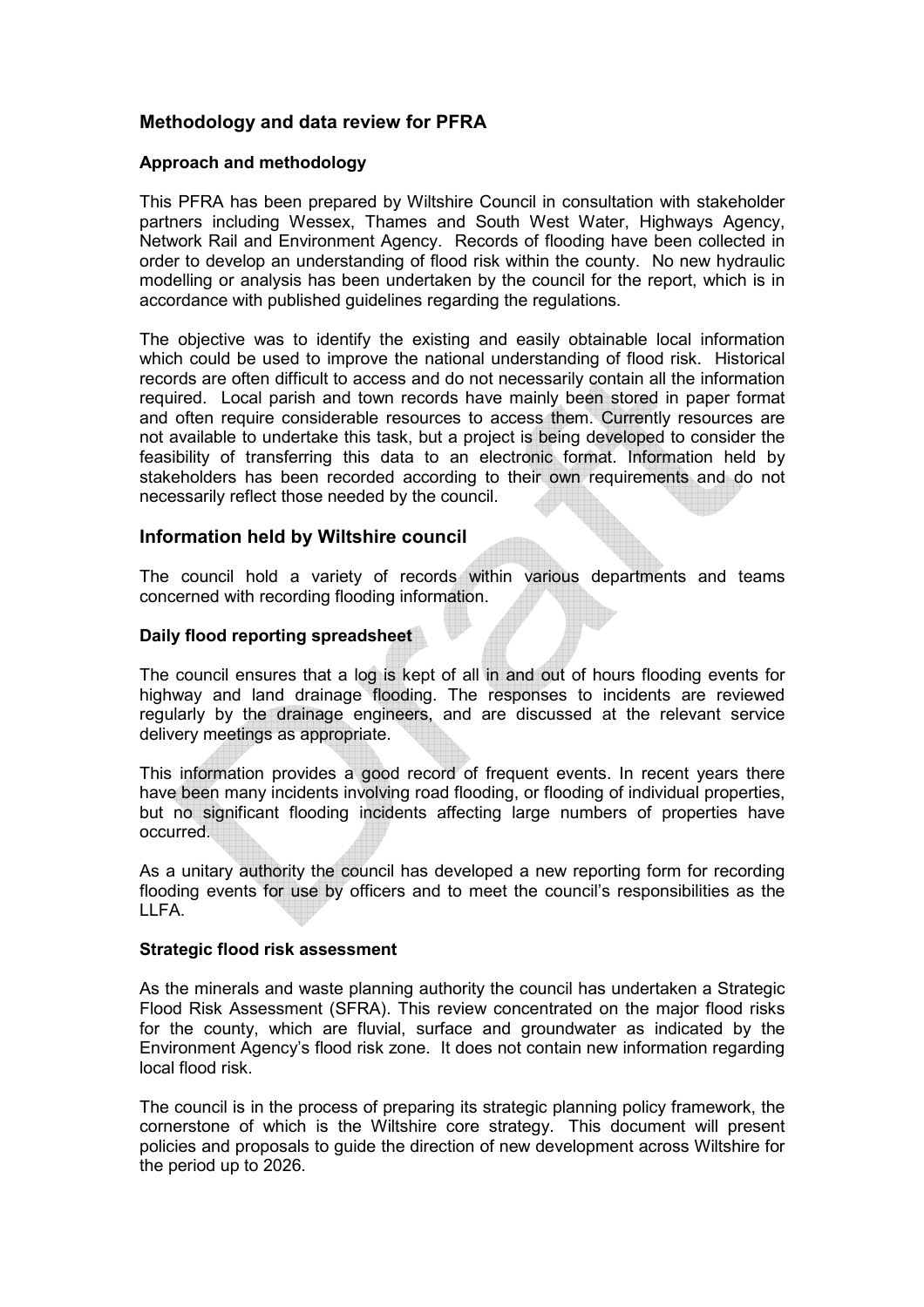## Methodology and data review for PFRA

### Approach and methodology

This PFRA has been prepared by Wiltshire Council in consultation with stakeholder partners including Wessex, Thames and South West Water, Highways Agency, Network Rail and Environment Agency. Records of flooding have been collected in order to develop an understanding of flood risk within the county. No new hydraulic modelling or analysis has been undertaken by the council for the report, which is in accordance with published guidelines regarding the regulations.

The objective was to identify the existing and easily obtainable local information which could be used to improve the national understanding of flood risk. Historical records are often difficult to access and do not necessarily contain all the information required. Local parish and town records have mainly been stored in paper format and often require considerable resources to access them. Currently resources are not available to undertake this task, but a project is being developed to consider the feasibility of transferring this data to an electronic format. Information held by stakeholders has been recorded according to their own requirements and do not necessarily reflect those needed by the council.

## Information held by Wiltshire council

The council hold a variety of records within various departments and teams concerned with recording flooding information.

### Daily flood reporting spreadsheet

The council ensures that a log is kept of all in and out of hours flooding events for highway and land drainage flooding. The responses to incidents are reviewed regularly by the drainage engineers, and are discussed at the relevant service delivery meetings as appropriate.

This information provides a good record of frequent events. In recent years there have been many incidents involving road flooding, or flooding of individual properties, but no significant flooding incidents affecting large numbers of properties have occurred.

As a unitary authority the council has developed a new reporting form for recording flooding events for use by officers and to meet the council's responsibilities as the LLFA.

### Strategic flood risk assessment

As the minerals and waste planning authority the council has undertaken a Strategic Flood Risk Assessment (SFRA). This review concentrated on the major flood risks for the county, which are fluvial, surface and groundwater as indicated by the Environment Agency's flood risk zone. It does not contain new information regarding local flood risk.

The council is in the process of preparing its strategic planning policy framework, the cornerstone of which is the Wiltshire core strategy. This document will present policies and proposals to guide the direction of new development across Wiltshire for the period up to 2026.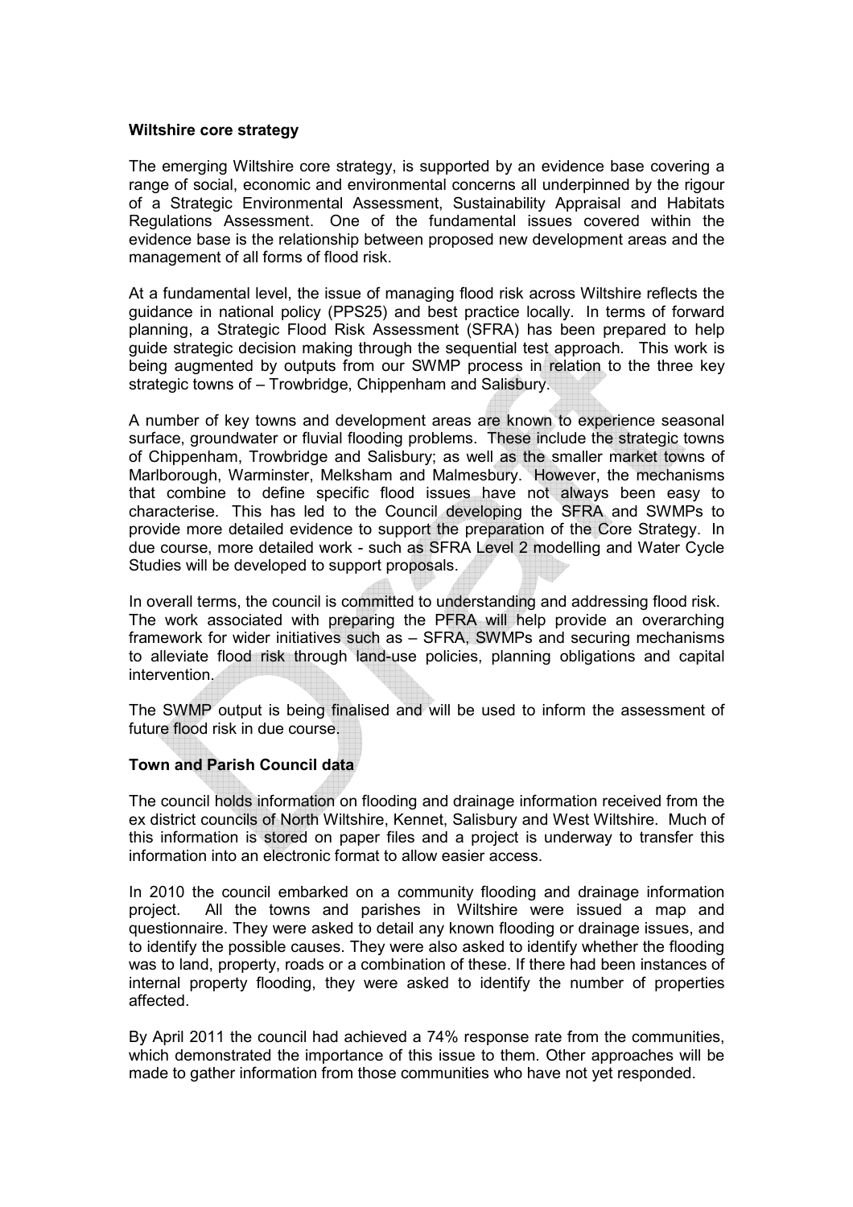**Wiltshire core strategy**

The emerging Wiltshire core strategy, is supported by an evidence base covering a range of social, economic and environmental concerns all underpinned by the rigour of a Strategic Environmental Assessment, Sustainability Appraisal and Habitats Regulations Assessment. One of the fundamental issues covered within the evidence base is the relationship between proposed new development areas and the management of all forms of flood risk.

At a fundamental level, the issue of managing flood risk across Wiltshire reflects the guidance in national policy (PPS25) and best practice locally. In terms of forward planning, a Strategic Flood Risk Assessment (SFRA) has been prepared to help guide strategic decision making through the sequential test approach. This work is being augmented by outputs from our SWMP process in relation to the three key strategic towns of – Trowbridge, Chippenham and Salisbury.

A number of key towns and development areas are known to experience seasonal surface, groundwater or fluvial flooding problems. These include the strategic towns of Chippenham, Trowbridge and Salisbury; as well as the smaller market towns of Marlborough, Warminster, Melksham and Malmesbury. However, the mechanisms that combine to define specific flood issues have not always been easy to characterise. This has led to the Council developing the SFRA and SWMPs to provide more detailed evidence to support the preparation of the Core Strategy. In due course, more detailed work - such as SFRA Level 2 modelling and Water Cycle Studies will be developed to support proposals.

In overall terms, the council is committed to understanding and addressing flood risk. The work associated with preparing the PFRA will help provide an overarching framework for wider initiatives such as – SFRA, SWMPs and securing mechanisms to alleviate flood risk through land-use policies, planning obligations and capital intervention.

The SWMP output is being finalised and will be used to inform the assessment of future flood risk in due course.

**Town and Parish Council data**

The council holds information on flooding and drainage information received from the ex district councils of North Wiltshire, Kennet, Salisbury and West Wiltshire. Much of this information is stored on paper files and a project is underway to transfer this information into an electronic format to allow easier access.

In 2010 the council embarked on a community flooding and drainage information project. All the towns and parishes in Wiltshire were issued a map and questionnaire. They were asked to detail any known flooding or drainage issues, and to identify the possible causes. They were also asked to identify whether the flooding was to land, property, roads or a combination of these. If there had been instances of internal property flooding, they were asked to identify the number of properties affected.

By April 2011 the council had achieved a 74% response rate from the communities, which demonstrated the importance of this issue to them. Other approaches will be made to gather information from those communities who have not yet responded.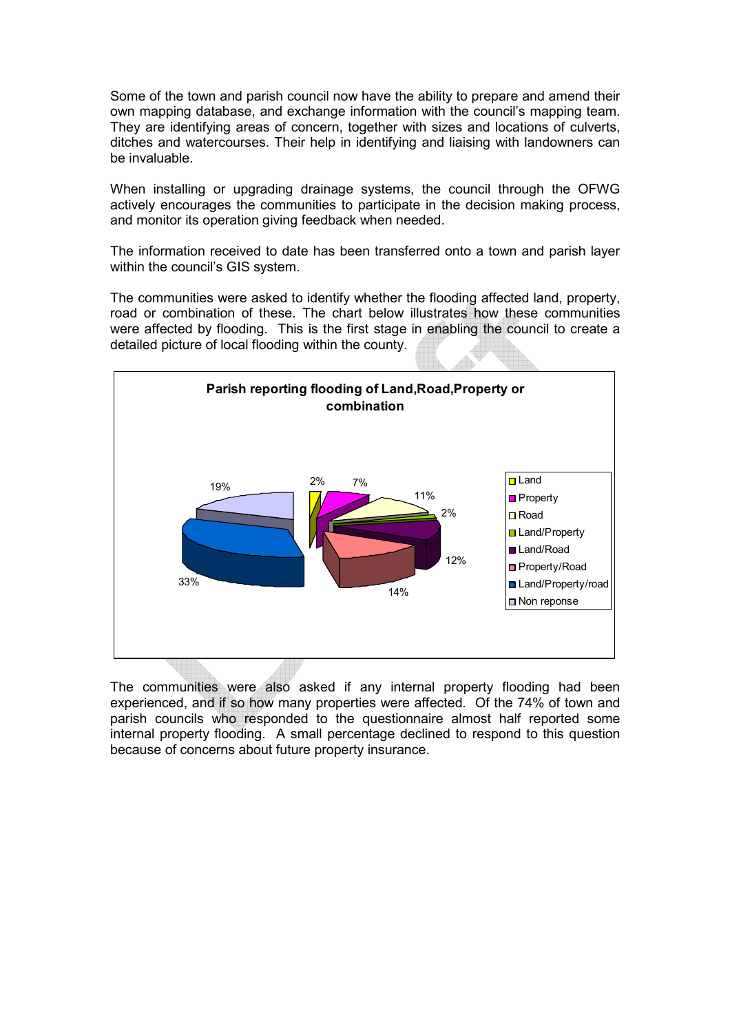Some of the town and parish council now have the ability to prepare and amend their own mapping database, and exchange information with the council's mapping team. They are identifying areas of concern, together with sizes and locations of culverts, ditches and watercourses. Their help in identifying and liaising with landowners can be invaluable.

When installing or upgrading drainage systems, the council through the OFWG actively encourages the communities to participate in the decision making process, and monitor its operation giving feedback when needed.

The information received to date has been transferred onto a town and parish layer within the council's GIS system.

The communities were asked to identify whether the flooding affected land, property, road or combination of these. The chart below illustrates how these communities were affected by flooding. This is the first stage in enabling the council to create a detailed picture of local flooding within the county.

**Parish reporting flooding of Land,Road,Property or combination**

| Category | Percentage |
| --- | --- |
| Land | 2% |
| Property | 7% |
| Road | 11% |
| Land/Property | 2% |
| Land/Road | 12% |
| Property/Road | 14% |
| Land/Property/road | 33% |
| Non reponse | 19% |

The communities were also asked if any internal property flooding had been experienced, and if so how many properties were affected. Of the 74% of town and parish councils who responded to the questionnaire almost half reported some internal property flooding. A small percentage declined to respond to this question because of concerns about future property insurance.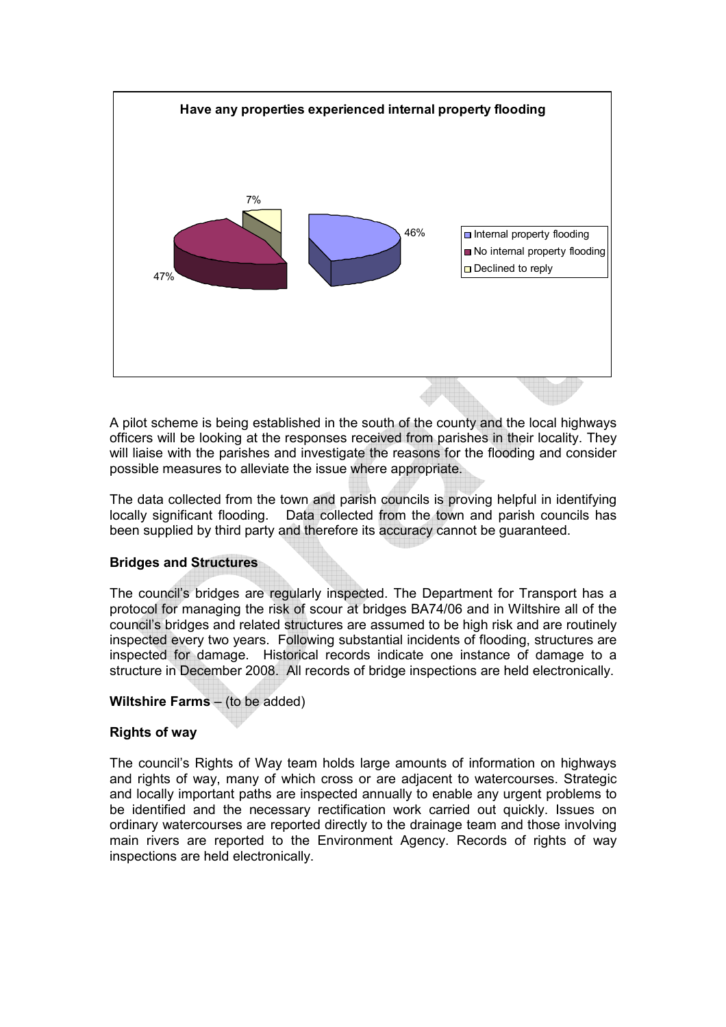**Have any properties experienced internal property flooding**

| Response | Percentage |
| --- | --- |
| Internal property flooding | 46% |
| No internal property flooding | 47% |
| Declined to reply | 7% |

A pilot scheme is being established in the south of the county and the local highways officers will be looking at the responses received from parishes in their locality. They will liaise with the parishes and investigate the reasons for the flooding and consider possible measures to alleviate the issue where appropriate.

The data collected from the town and parish councils is proving helpful in identifying locally significant flooding. Data collected from the town and parish councils has been supplied by third party and therefore its accuracy cannot be guaranteed.

**Bridges and Structures**

The council's bridges are regularly inspected. The Department for Transport has a protocol for managing the risk of scour at bridges BA74/06 and in Wiltshire all of the council's bridges and related structures are assumed to be high risk and are routinely inspected every two years. Following substantial incidents of flooding, structures are inspected for damage. Historical records indicate one instance of damage to a structure in December 2008. All records of bridge inspections are held electronically.

**Wiltshire Farms** – (to be added)

**Rights of way**

The council's Rights of Way team holds large amounts of information on highways and rights of way, many of which cross or are adjacent to watercourses. Strategic and locally important paths are inspected annually to enable any urgent problems to be identified and the necessary rectification work carried out quickly. Issues on ordinary watercourses are reported directly to the drainage team and those involving main rivers are reported to the Environment Agency. Records of rights of way inspections are held electronically.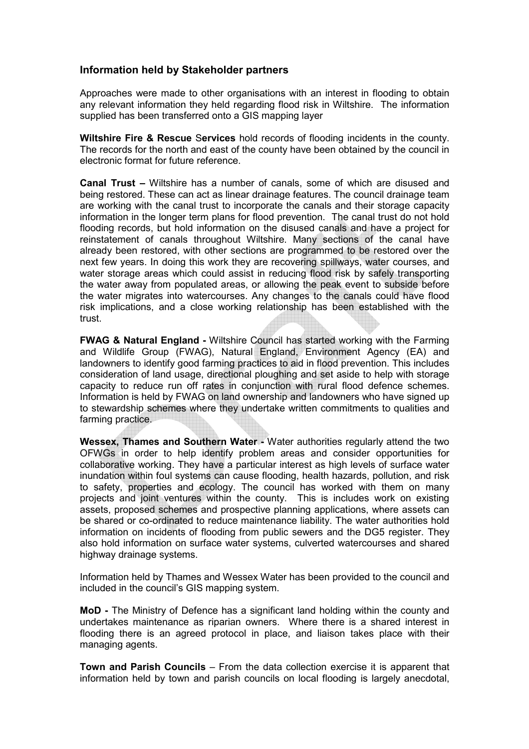## Information held by Stakeholder partners

Approaches were made to other organisations with an interest in flooding to obtain any relevant information they held regarding flood risk in Wiltshire. The information supplied has been transferred onto a GIS mapping layer

**Wiltshire Fire & Rescue Services** hold records of flooding incidents in the county. The records for the north and east of the county have been obtained by the council in electronic format for future reference.

**Canal Trust –** Wiltshire has a number of canals, some of which are disused and being restored. These can act as linear drainage features. The council drainage team are working with the canal trust to incorporate the canals and their storage capacity information in the longer term plans for flood prevention. The canal trust do not hold flooding records, but hold information on the disused canals and have a project for reinstatement of canals throughout Wiltshire. Many sections of the canal have already been restored, with other sections are programmed to be restored over the next few years. In doing this work they are recovering spillways, water courses, and water storage areas which could assist in reducing flood risk by safely transporting the water away from populated areas, or allowing the peak event to subside before the water migrates into watercourses. Any changes to the canals could have flood risk implications, and a close working relationship has been established with the trust.

**FWAG & Natural England -** Wiltshire Council has started working with the Farming and Wildlife Group (FWAG), Natural England, Environment Agency (EA) and landowners to identify good farming practices to aid in flood prevention. This includes consideration of land usage, directional ploughing and set aside to help with storage capacity to reduce run off rates in conjunction with rural flood defence schemes. Information is held by FWAG on land ownership and landowners who have signed up to stewardship schemes where they undertake written commitments to qualities and farming practice.

**Wessex, Thames and Southern Water -** Water authorities regularly attend the two OFWGs in order to help identify problem areas and consider opportunities for collaborative working. They have a particular interest as high levels of surface water inundation within foul systems can cause flooding, health hazards, pollution, and risk to safety, properties and ecology. The council has worked with them on many projects and joint ventures within the county. This is includes work on existing assets, proposed schemes and prospective planning applications, where assets can be shared or co-ordinated to reduce maintenance liability. The water authorities hold information on incidents of flooding from public sewers and the DG5 register. They also hold information on surface water systems, culverted watercourses and shared highway drainage systems.

Information held by Thames and Wessex Water has been provided to the council and included in the council's GIS mapping system.

**MoD -** The Ministry of Defence has a significant land holding within the county and undertakes maintenance as riparian owners. Where there is a shared interest in flooding there is an agreed protocol in place, and liaison takes place with their managing agents.

**Town and Parish Councils** – From the data collection exercise it is apparent that information held by town and parish councils on local flooding is largely anecdotal,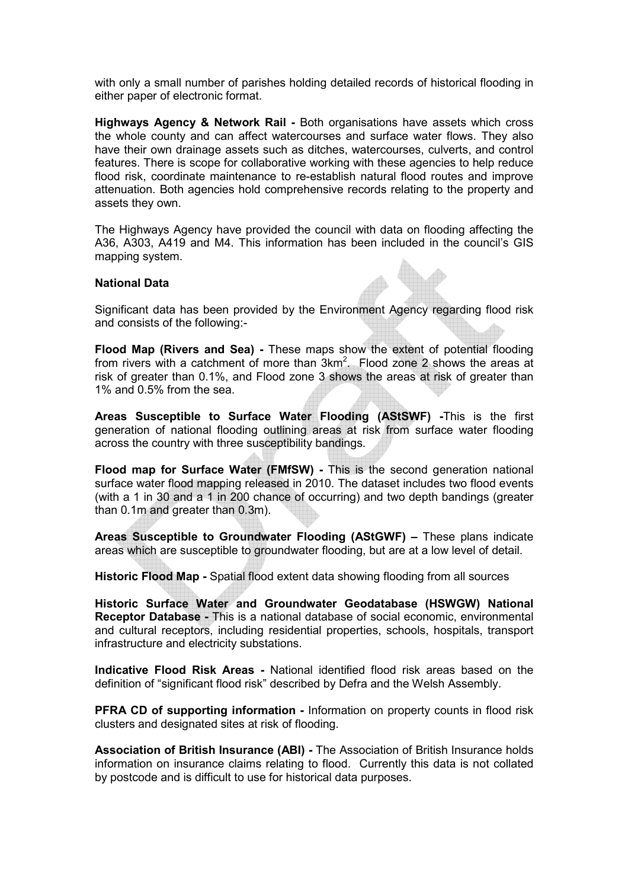with only a small number of parishes holding detailed records of historical flooding in either paper of electronic format.

**Highways Agency & Network Rail -** Both organisations have assets which cross the whole county and can affect watercourses and surface water flows. They also have their own drainage assets such as ditches, watercourses, culverts, and control features. There is scope for collaborative working with these agencies to help reduce flood risk, coordinate maintenance to re-establish natural flood routes and improve attenuation. Both agencies hold comprehensive records relating to the property and assets they own.

The Highways Agency have provided the council with data on flooding affecting the A36, A303, A419 and M4. This information has been included in the council's GIS mapping system.

**National Data**

Significant data has been provided by the Environment Agency regarding flood risk and consists of the following:-

**Flood Map (Rivers and Sea) -** These maps show the extent of potential flooding from rivers with a catchment of more than 3km$^2$. Flood zone 2 shows the areas at risk of greater than 0.1%, and Flood zone 3 shows the areas at risk of greater than 1% and 0.5% from the sea.

**Areas Susceptible to Surface Water Flooding (AStSWF) -**This is the first generation of national flooding outlining areas at risk from surface water flooding across the country with three susceptibility bandings.

**Flood map for Surface Water (FMfSW) -** This is the second generation national surface water flood mapping released in 2010. The dataset includes two flood events (with a 1 in 30 and a 1 in 200 chance of occurring) and two depth bandings (greater than 0.1m and greater than 0.3m).

**Areas Susceptible to Groundwater Flooding (AStGWF) –** These plans indicate areas which are susceptible to groundwater flooding, but are at a low level of detail.

**Historic Flood Map -** Spatial flood extent data showing flooding from all sources

**Historic Surface Water and Groundwater Geodatabase (HSWGW) National Receptor Database -** This is a national database of social economic, environmental and cultural receptors, including residential properties, schools, hospitals, transport infrastructure and electricity substations.

**Indicative Flood Risk Areas -** National identified flood risk areas based on the definition of "significant flood risk" described by Defra and the Welsh Assembly.

**PFRA CD of supporting information -** Information on property counts in flood risk clusters and designated sites at risk of flooding.

**Association of British Insurance (ABI) -** The Association of British Insurance holds information on insurance claims relating to flood. Currently this data is not collated by postcode and is difficult to use for historical data purposes.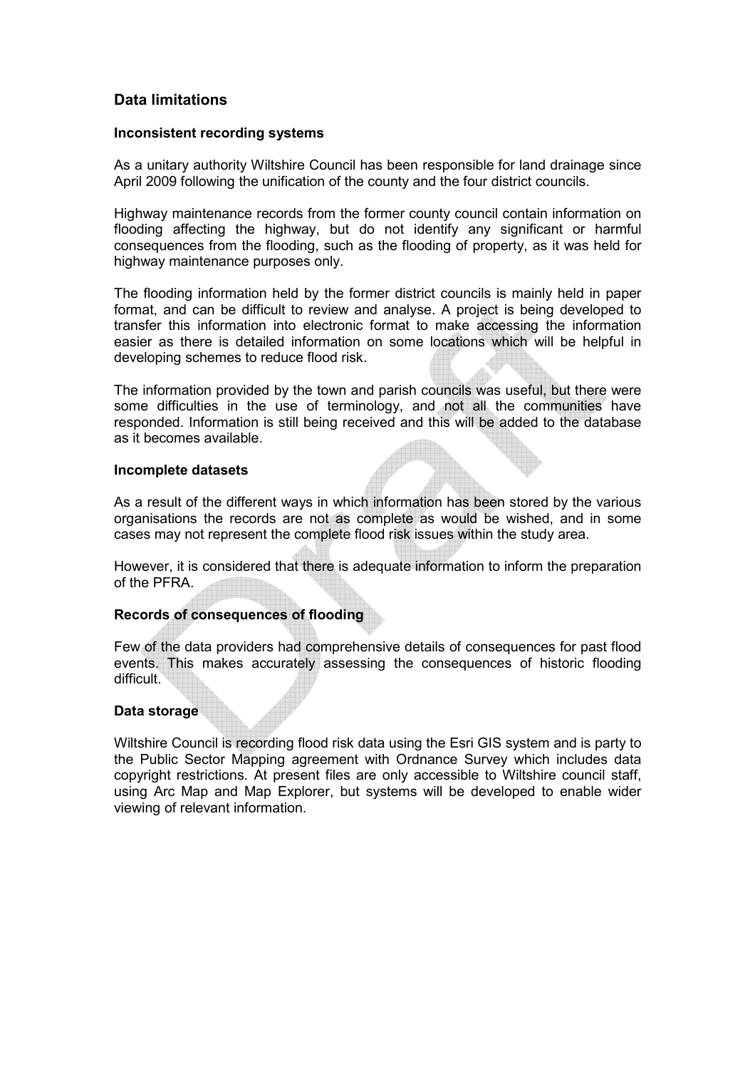## Data limitations

### Inconsistent recording systems

As a unitary authority Wiltshire Council has been responsible for land drainage since April 2009 following the unification of the county and the four district councils.

Highway maintenance records from the former county council contain information on flooding affecting the highway, but do not identify any significant or harmful consequences from the flooding, such as the flooding of property, as it was held for highway maintenance purposes only.

The flooding information held by the former district councils is mainly held in paper format, and can be difficult to review and analyse. A project is being developed to transfer this information into electronic format to make accessing the information easier as there is detailed information on some locations which will be helpful in developing schemes to reduce flood risk.

The information provided by the town and parish councils was useful, but there were some difficulties in the use of terminology, and not all the communities have responded. Information is still being received and this will be added to the database as it becomes available.

### Incomplete datasets

As a result of the different ways in which information has been stored by the various organisations the records are not as complete as would be wished, and in some cases may not represent the complete flood risk issues within the study area.

However, it is considered that there is adequate information to inform the preparation of the PFRA.

### Records of consequences of flooding

Few of the data providers had comprehensive details of consequences for past flood events. This makes accurately assessing the consequences of historic flooding difficult.

### Data storage

Wiltshire Council is recording flood risk data using the Esri GIS system and is party to the Public Sector Mapping agreement with Ordnance Survey which includes data copyright restrictions. At present files are only accessible to Wiltshire council staff, using Arc Map and Map Explorer, but systems will be developed to enable wider viewing of relevant information.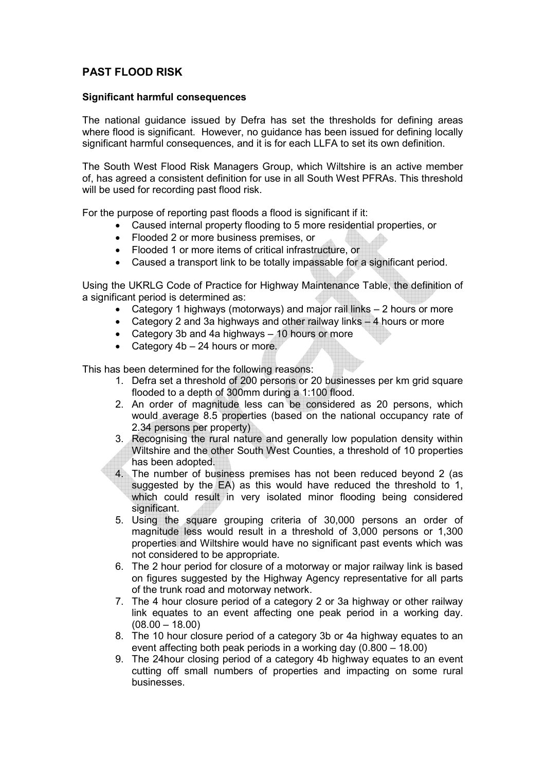## PAST FLOOD RISK

### Significant harmful consequences

The national guidance issued by Defra has set the thresholds for defining areas where flood is significant. However, no guidance has been issued for defining locally significant harmful consequences, and it is for each LLFA to set its own definition.

The South West Flood Risk Managers Group, which Wiltshire is an active member of, has agreed a consistent definition for use in all South West PFRAs. This threshold will be used for recording past flood risk.

For the purpose of reporting past floods a flood is significant if it:

- Caused internal property flooding to 5 more residential properties, or
- Flooded 2 or more business premises, or
- Flooded 1 or more items of critical infrastructure, or
- Caused a transport link to be totally impassable for a significant period.

Using the UKRLG Code of Practice for Highway Maintenance Table, the definition of a significant period is determined as:

- Category 1 highways (motorways) and major rail links – 2 hours or more
- Category 2 and 3a highways and other railway links – 4 hours or more
- Category 3b and 4a highways – 10 hours or more
- Category 4b – 24 hours or more.

This has been determined for the following reasons:

1. Defra set a threshold of 200 persons or 20 businesses per km grid square flooded to a depth of 300mm during a 1:100 flood.
2. An order of magnitude less can be considered as 20 persons, which would average 8.5 properties (based on the national occupancy rate of 2.34 persons per property)
3. Recognising the rural nature and generally low population density within Wiltshire and the other South West Counties, a threshold of 10 properties has been adopted.
4. The number of business premises has not been reduced beyond 2 (as suggested by the EA) as this would have reduced the threshold to 1, which could result in very isolated minor flooding being considered significant.
5. Using the square grouping criteria of 30,000 persons an order of magnitude less would result in a threshold of 3,000 persons or 1,300 properties and Wiltshire would have no significant past events which was not considered to be appropriate.
6. The 2 hour period for closure of a motorway or major railway link is based on figures suggested by the Highway Agency representative for all parts of the trunk road and motorway network.
7. The 4 hour closure period of a category 2 or 3a highway or other railway link equates to an event affecting one peak period in a working day. (08.00 – 18.00)
8. The 10 hour closure period of a category 3b or 4a highway equates to an event affecting both peak periods in a working day (0.800 – 18.00)
9. The 24hour closing period of a category 4b highway equates to an event cutting off small numbers of properties and impacting on some rural businesses.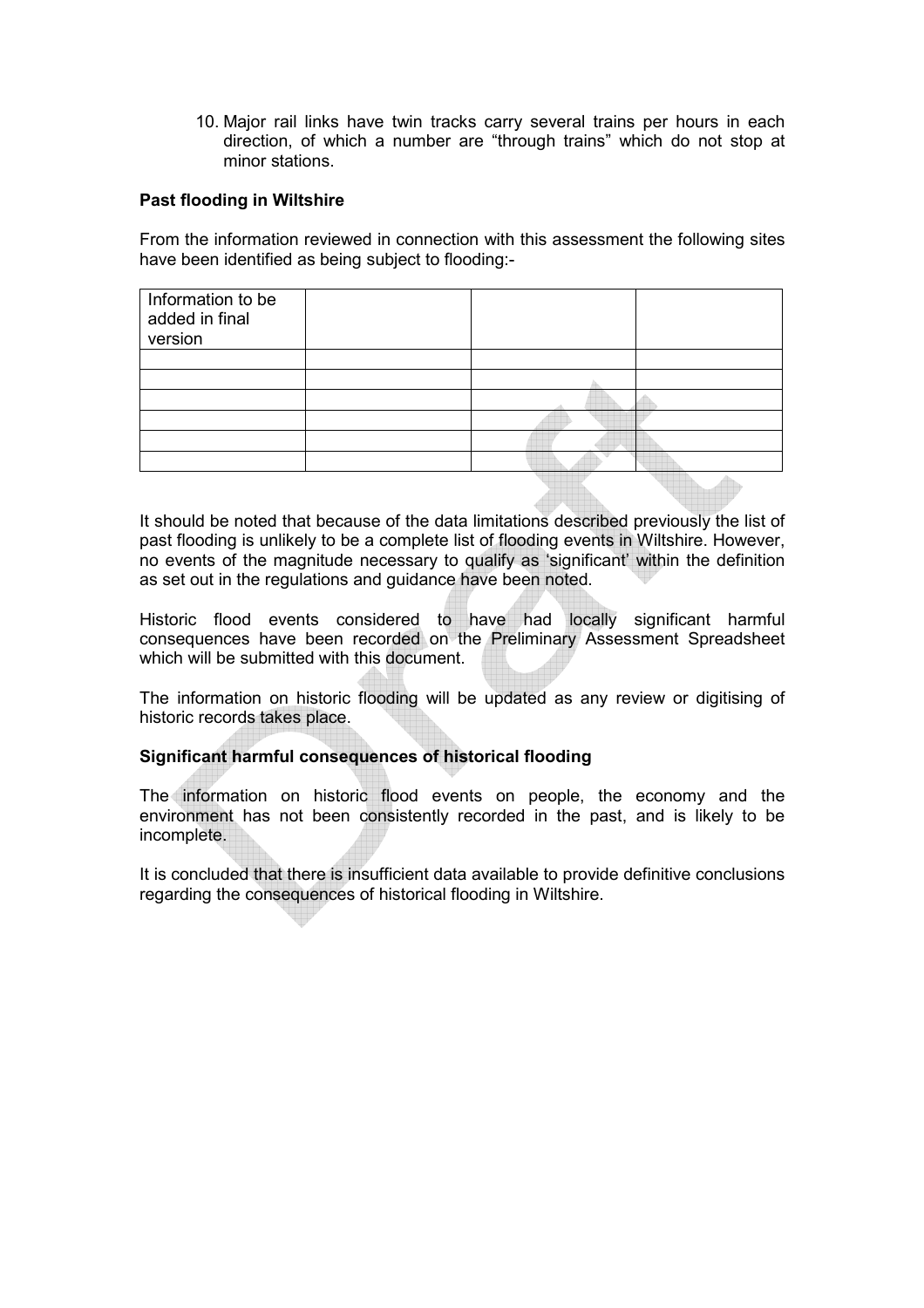10. Major rail links have twin tracks carry several trains per hours in each direction, of which a number are "through trains" which do not stop at minor stations.

**Past flooding in Wiltshire**

From the information reviewed in connection with this assessment the following sites have been identified as being subject to flooding:-

| Information to be added in final version | | | |
|---|---|---|---|
| | | | |
| | | | |
| | | | |
| | | | |
| | | | |
| | | | |

It should be noted that because of the data limitations described previously the list of past flooding is unlikely to be a complete list of flooding events in Wiltshire. However, no events of the magnitude necessary to qualify as 'significant' within the definition as set out in the regulations and guidance have been noted.

Historic flood events considered to have had locally significant harmful consequences have been recorded on the Preliminary Assessment Spreadsheet which will be submitted with this document.

The information on historic flooding will be updated as any review or digitising of historic records takes place.

**Significant harmful consequences of historical flooding**

The information on historic flood events on people, the economy and the environment has not been consistently recorded in the past, and is likely to be incomplete.

It is concluded that there is insufficient data available to provide definitive conclusions regarding the consequences of historical flooding in Wiltshire.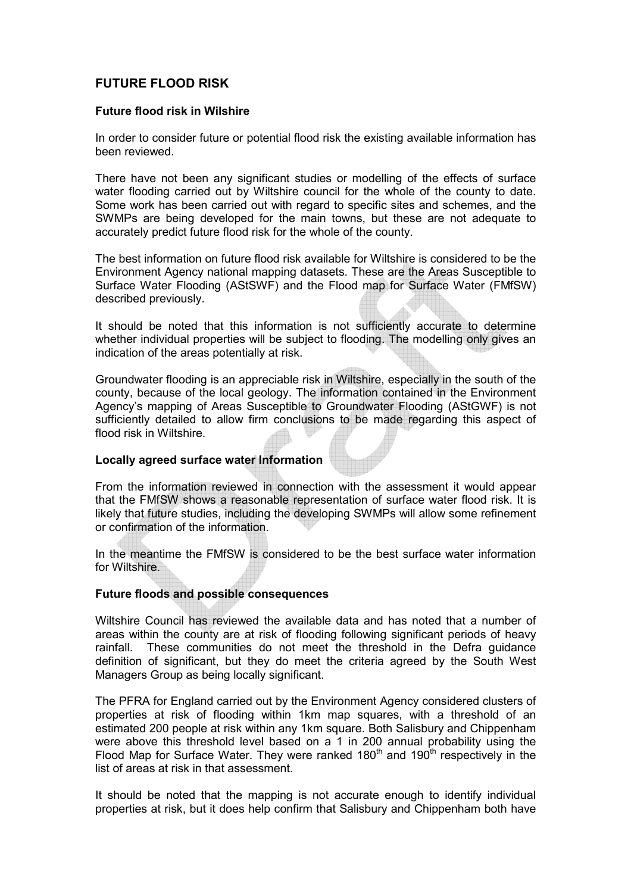# FUTURE FLOOD RISK

### Future flood risk in Wilshire

In order to consider future or potential flood risk the existing available information has been reviewed.

There have not been any significant studies or modelling of the effects of surface water flooding carried out by Wiltshire council for the whole of the county to date. Some work has been carried out with regard to specific sites and schemes, and the SWMPs are being developed for the main towns, but these are not adequate to accurately predict future flood risk for the whole of the county.

The best information on future flood risk available for Wiltshire is considered to be the Environment Agency national mapping datasets. These are the Areas Susceptible to Surface Water Flooding (AStSWF) and the Flood map for Surface Water (FMfSW) described previously.

It should be noted that this information is not sufficiently accurate to determine whether individual properties will be subject to flooding. The modelling only gives an indication of the areas potentially at risk.

Groundwater flooding is an appreciable risk in Wiltshire, especially in the south of the county, because of the local geology. The information contained in the Environment Agency's mapping of Areas Susceptible to Groundwater Flooding (AStGWF) is not sufficiently detailed to allow firm conclusions to be made regarding this aspect of flood risk in Wiltshire.

### Locally agreed surface water Information

From the information reviewed in connection with the assessment it would appear that the FMfSW shows a reasonable representation of surface water flood risk. It is likely that future studies, including the developing SWMPs will allow some refinement or confirmation of the information.

In the meantime the FMfSW is considered to be the best surface water information for Wiltshire.

### Future floods and possible consequences

Wiltshire Council has reviewed the available data and has noted that a number of areas within the county are at risk of flooding following significant periods of heavy rainfall. These communities do not meet the threshold in the Defra guidance definition of significant, but they do meet the criteria agreed by the South West Managers Group as being locally significant.

The PFRA for England carried out by the Environment Agency considered clusters of properties at risk of flooding within 1km map squares, with a threshold of an estimated 200 people at risk within any 1km square. Both Salisbury and Chippenham were above this threshold level based on a 1 in 200 annual probability using the Flood Map for Surface Water. They were ranked 180th and 190th respectively in the list of areas at risk in that assessment.

It should be noted that the mapping is not accurate enough to identify individual properties at risk, but it does help confirm that Salisbury and Chippenham both have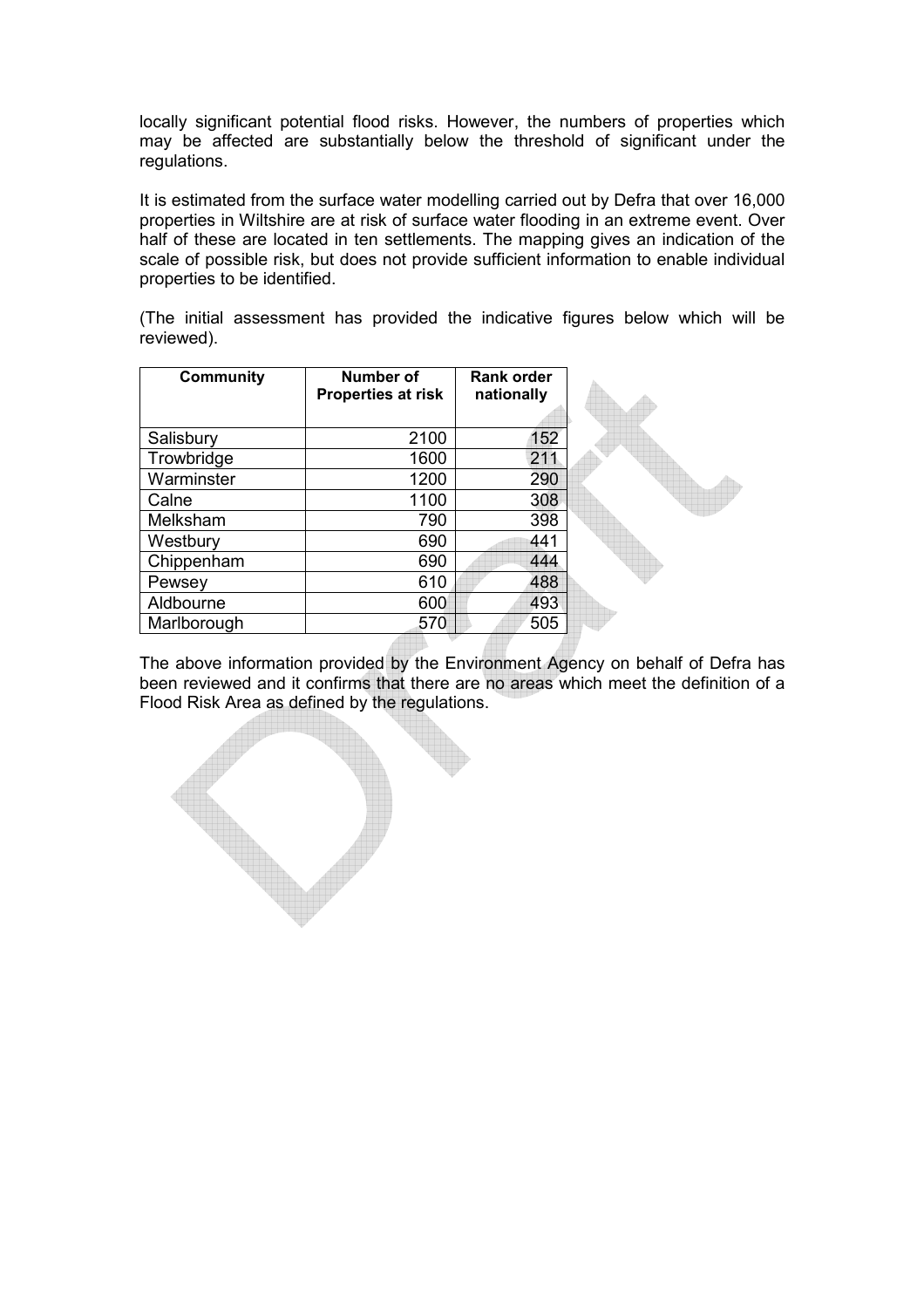locally significant potential flood risks. However, the numbers of properties which may be affected are substantially below the threshold of significant under the regulations.

It is estimated from the surface water modelling carried out by Defra that over 16,000 properties in Wiltshire are at risk of surface water flooding in an extreme event. Over half of these are located in ten settlements. The mapping gives an indication of the scale of possible risk, but does not provide sufficient information to enable individual properties to be identified.

(The initial assessment has provided the indicative figures below which will be reviewed).

| Community | Number of Properties at risk | Rank order nationally |
|---|---|---|
| Salisbury | 2100 | 152 |
| Trowbridge | 1600 | 211 |
| Warminster | 1200 | 290 |
| Calne | 1100 | 308 |
| Melksham | 790 | 398 |
| Westbury | 690 | 441 |
| Chippenham | 690 | 444 |
| Pewsey | 610 | 488 |
| Aldbourne | 600 | 493 |
| Marlborough | 570 | 505 |

The above information provided by the Environment Agency on behalf of Defra has been reviewed and it confirms that there are no areas which meet the definition of a Flood Risk Area as defined by the regulations.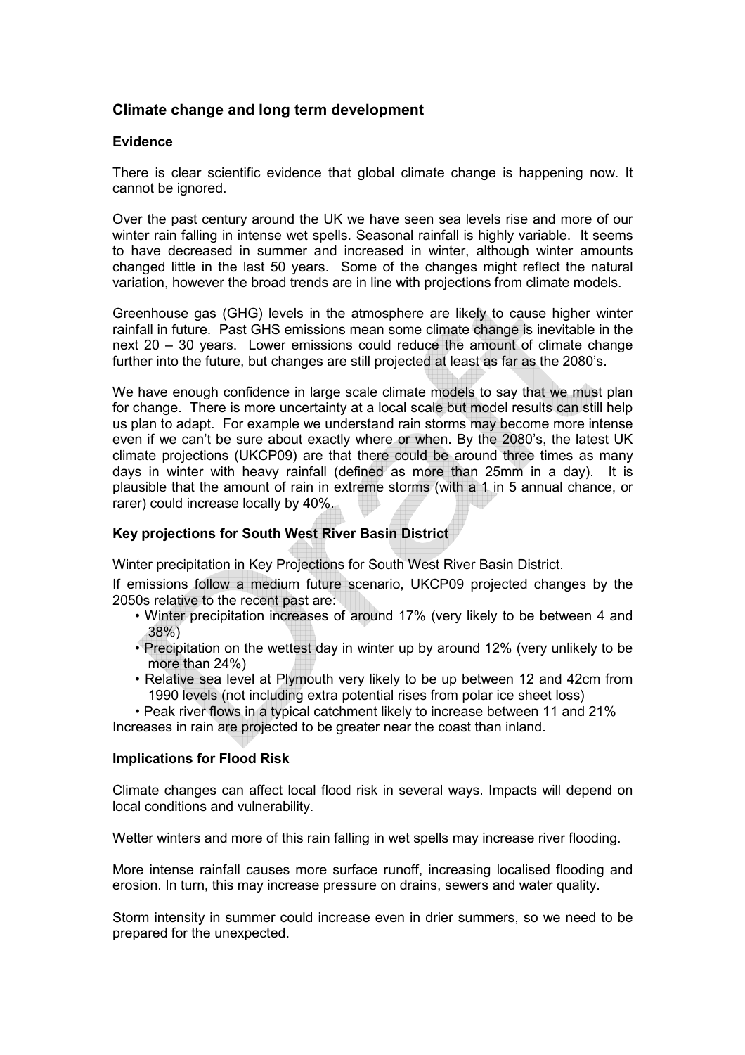## Climate change and long term development

### Evidence

There is clear scientific evidence that global climate change is happening now. It cannot be ignored.

Over the past century around the UK we have seen sea levels rise and more of our winter rain falling in intense wet spells. Seasonal rainfall is highly variable. It seems to have decreased in summer and increased in winter, although winter amounts changed little in the last 50 years. Some of the changes might reflect the natural variation, however the broad trends are in line with projections from climate models.

Greenhouse gas (GHG) levels in the atmosphere are likely to cause higher winter rainfall in future. Past GHS emissions mean some climate change is inevitable in the next 20 – 30 years. Lower emissions could reduce the amount of climate change further into the future, but changes are still projected at least as far as the 2080's.

We have enough confidence in large scale climate models to say that we must plan for change. There is more uncertainty at a local scale but model results can still help us plan to adapt. For example we understand rain storms may become more intense even if we can't be sure about exactly where or when. By the 2080's, the latest UK climate projections (UKCP09) are that there could be around three times as many days in winter with heavy rainfall (defined as more than 25mm in a day). It is plausible that the amount of rain in extreme storms (with a 1 in 5 annual chance, or rarer) could increase locally by 40%.

### Key projections for South West River Basin District

Winter precipitation in Key Projections for South West River Basin District.

If emissions follow a medium future scenario, UKCP09 projected changes by the 2050s relative to the recent past are:

- Winter precipitation increases of around 17% (very likely to be between 4 and 38%)
- Precipitation on the wettest day in winter up by around 12% (very unlikely to be more than 24%)
- Relative sea level at Plymouth very likely to be up between 12 and 42cm from 1990 levels (not including extra potential rises from polar ice sheet loss)
- Peak river flows in a typical catchment likely to increase between 11 and 21%

Increases in rain are projected to be greater near the coast than inland.

### Implications for Flood Risk

Climate changes can affect local flood risk in several ways. Impacts will depend on local conditions and vulnerability.

Wetter winters and more of this rain falling in wet spells may increase river flooding.

More intense rainfall causes more surface runoff, increasing localised flooding and erosion. In turn, this may increase pressure on drains, sewers and water quality.

Storm intensity in summer could increase even in drier summers, so we need to be prepared for the unexpected.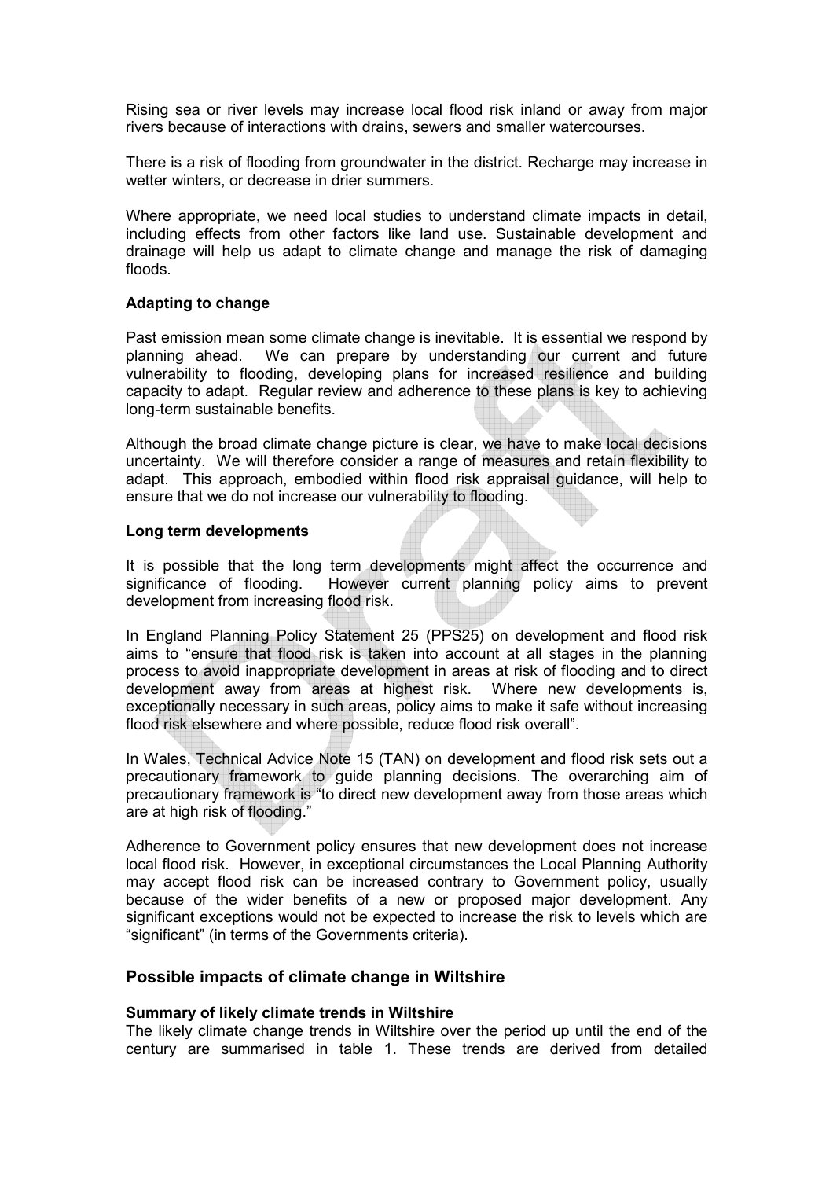Rising sea or river levels may increase local flood risk inland or away from major rivers because of interactions with drains, sewers and smaller watercourses.

There is a risk of flooding from groundwater in the district. Recharge may increase in wetter winters, or decrease in drier summers.

Where appropriate, we need local studies to understand climate impacts in detail, including effects from other factors like land use. Sustainable development and drainage will help us adapt to climate change and manage the risk of damaging floods.

**Adapting to change**

Past emission mean some climate change is inevitable. It is essential we respond by planning ahead. We can prepare by understanding our current and future vulnerability to flooding, developing plans for increased resilience and building capacity to adapt. Regular review and adherence to these plans is key to achieving long-term sustainable benefits.

Although the broad climate change picture is clear, we have to make local decisions uncertainty. We will therefore consider a range of measures and retain flexibility to adapt. This approach, embodied within flood risk appraisal guidance, will help to ensure that we do not increase our vulnerability to flooding.

**Long term developments**

It is possible that the long term developments might affect the occurrence and significance of flooding. However current planning policy aims to prevent development from increasing flood risk.

In England Planning Policy Statement 25 (PPS25) on development and flood risk aims to "ensure that flood risk is taken into account at all stages in the planning process to avoid inappropriate development in areas at risk of flooding and to direct development away from areas at highest risk. Where new developments is, exceptionally necessary in such areas, policy aims to make it safe without increasing flood risk elsewhere and where possible, reduce flood risk overall".

In Wales, Technical Advice Note 15 (TAN) on development and flood risk sets out a precautionary framework to guide planning decisions. The overarching aim of precautionary framework is "to direct new development away from those areas which are at high risk of flooding."

Adherence to Government policy ensures that new development does not increase local flood risk. However, in exceptional circumstances the Local Planning Authority may accept flood risk can be increased contrary to Government policy, usually because of the wider benefits of a new or proposed major development. Any significant exceptions would not be expected to increase the risk to levels which are "significant" (in terms of the Governments criteria).

## Possible impacts of climate change in Wiltshire

**Summary of likely climate trends in Wiltshire**

The likely climate change trends in Wiltshire over the period up until the end of the century are summarised in table 1. These trends are derived from detailed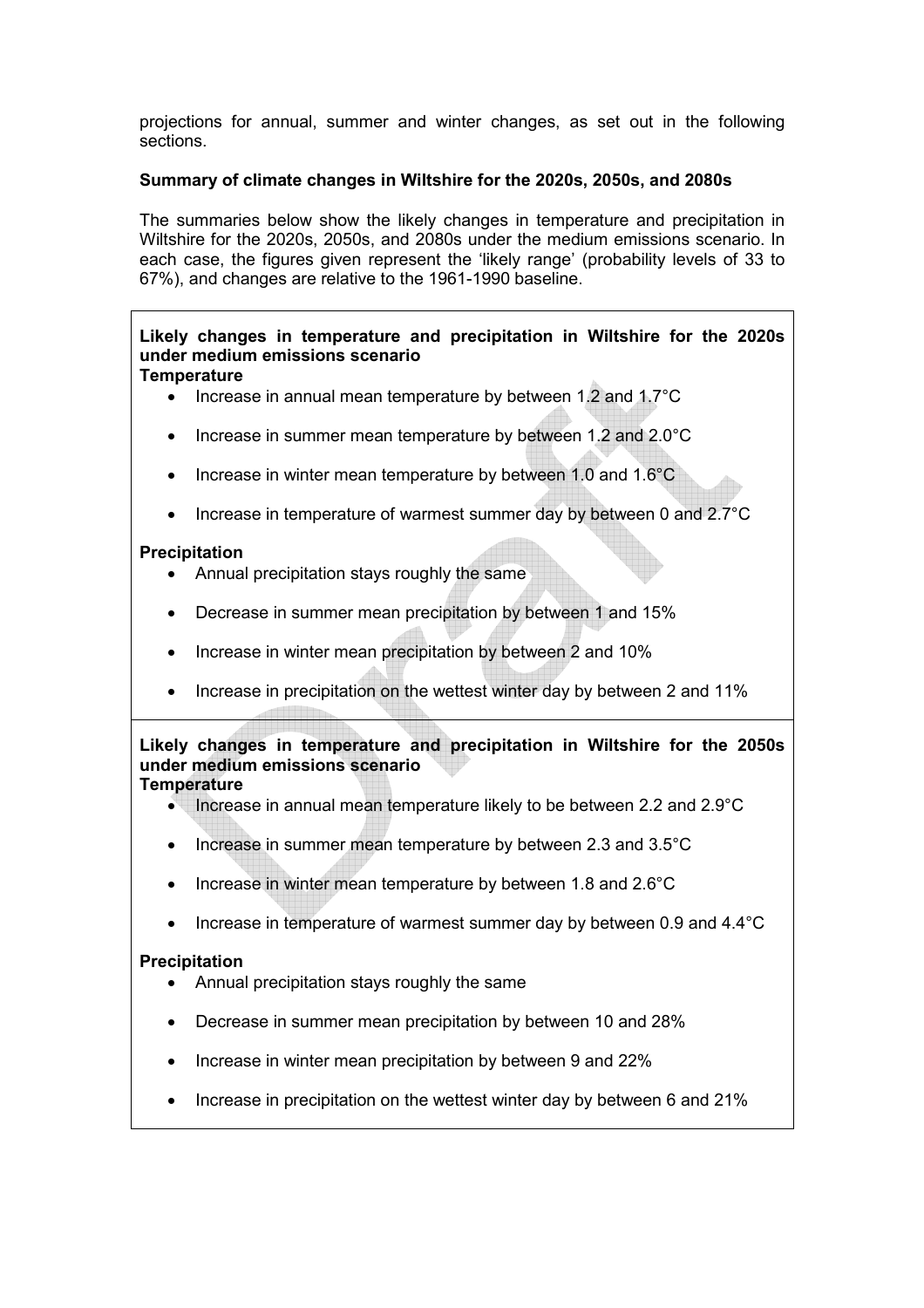projections for annual, summer and winter changes, as set out in the following sections.

**Summary of climate changes in Wiltshire for the 2020s, 2050s, and 2080s**

The summaries below show the likely changes in temperature and precipitation in Wiltshire for the 2020s, 2050s, and 2080s under the medium emissions scenario. In each case, the figures given represent the 'likely range' (probability levels of 33 to 67%), and changes are relative to the 1961-1990 baseline.

**Likely changes in temperature and precipitation in Wiltshire for the 2020s under medium emissions scenario**

**Temperature**

- Increase in annual mean temperature by between 1.2 and 1.7°C
- Increase in summer mean temperature by between 1.2 and 2.0°C
- Increase in winter mean temperature by between 1.0 and 1.6°C
- Increase in temperature of warmest summer day by between 0 and 2.7°C

**Precipitation**

- Annual precipitation stays roughly the same
- Decrease in summer mean precipitation by between 1 and 15%
- Increase in winter mean precipitation by between 2 and 10%
- Increase in precipitation on the wettest winter day by between 2 and 11%

**Likely changes in temperature and precipitation in Wiltshire for the 2050s under medium emissions scenario**

**Temperature**

- Increase in annual mean temperature likely to be between 2.2 and 2.9°C
- Increase in summer mean temperature by between 2.3 and 3.5°C
- Increase in winter mean temperature by between 1.8 and 2.6°C
- Increase in temperature of warmest summer day by between 0.9 and 4.4°C

**Precipitation**

- Annual precipitation stays roughly the same
- Decrease in summer mean precipitation by between 10 and 28%
- Increase in winter mean precipitation by between 9 and 22%
- Increase in precipitation on the wettest winter day by between 6 and 21%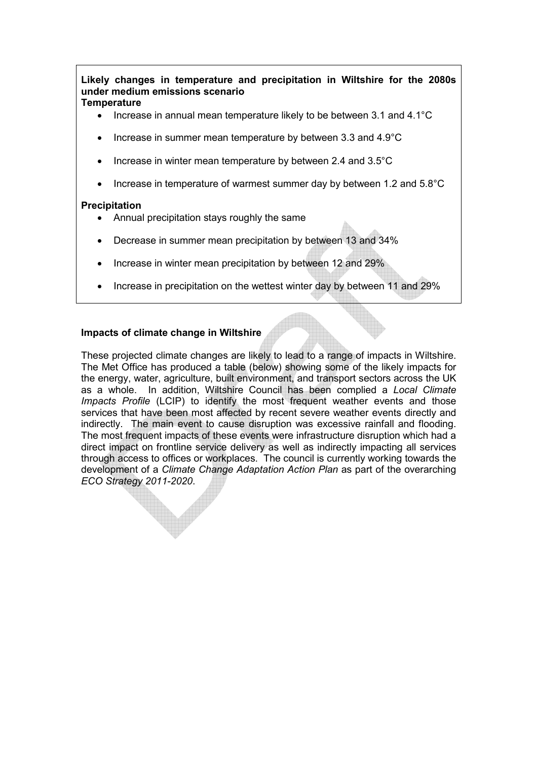**Likely changes in temperature and precipitation in Wiltshire for the 2080s under medium emissions scenario**

**Temperature**

- Increase in annual mean temperature likely to be between 3.1 and 4.1°C
- Increase in summer mean temperature by between 3.3 and 4.9°C
- Increase in winter mean temperature by between 2.4 and 3.5°C
- Increase in temperature of warmest summer day by between 1.2 and 5.8°C

**Precipitation**

- Annual precipitation stays roughly the same
- Decrease in summer mean precipitation by between 13 and 34%
- Increase in winter mean precipitation by between 12 and 29%
- Increase in precipitation on the wettest winter day by between 11 and 29%

### Impacts of climate change in Wiltshire

These projected climate changes are likely to lead to a range of impacts in Wiltshire. The Met Office has produced a table (below) showing some of the likely impacts for the energy, water, agriculture, built environment, and transport sectors across the UK as a whole. In addition, Wiltshire Council has been complied a *Local Climate Impacts Profile* (LCIP) to identify the most frequent weather events and those services that have been most affected by recent severe weather events directly and indirectly. The main event to cause disruption was excessive rainfall and flooding. The most frequent impacts of these events were infrastructure disruption which had a direct impact on frontline service delivery as well as indirectly impacting all services through access to offices or workplaces. The council is currently working towards the development of a *Climate Change Adaptation Action Plan* as part of the overarching *ECO Strategy 2011-2020*.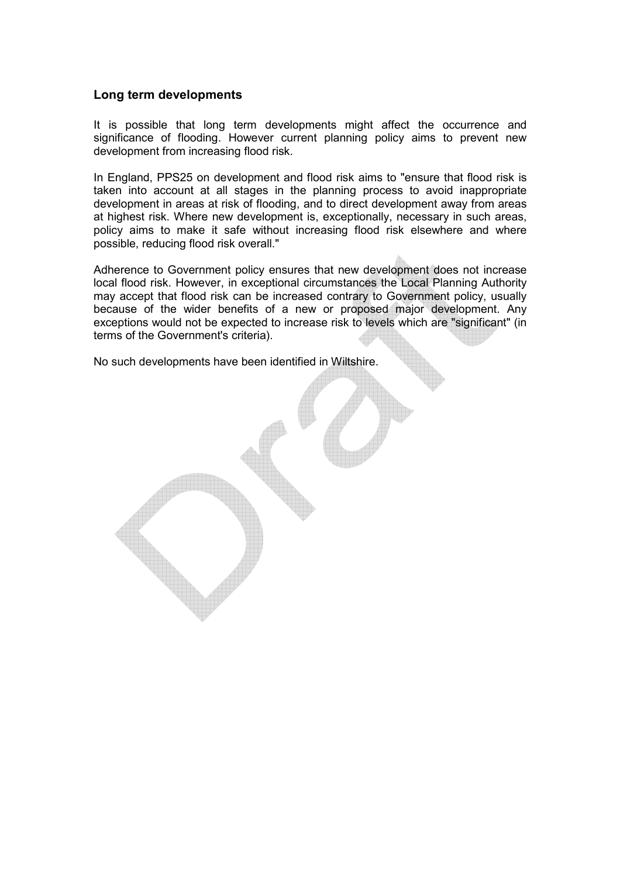## Long term developments

It is possible that long term developments might affect the occurrence and significance of flooding. However current planning policy aims to prevent new development from increasing flood risk.

In England, PPS25 on development and flood risk aims to "ensure that flood risk is taken into account at all stages in the planning process to avoid inappropriate development in areas at risk of flooding, and to direct development away from areas at highest risk. Where new development is, exceptionally, necessary in such areas, policy aims to make it safe without increasing flood risk elsewhere and where possible, reducing flood risk overall."

Adherence to Government policy ensures that new development does not increase local flood risk. However, in exceptional circumstances the Local Planning Authority may accept that flood risk can be increased contrary to Government policy, usually because of the wider benefits of a new or proposed major development. Any exceptions would not be expected to increase risk to levels which are "significant" (in terms of the Government's criteria).

No such developments have been identified in Wiltshire.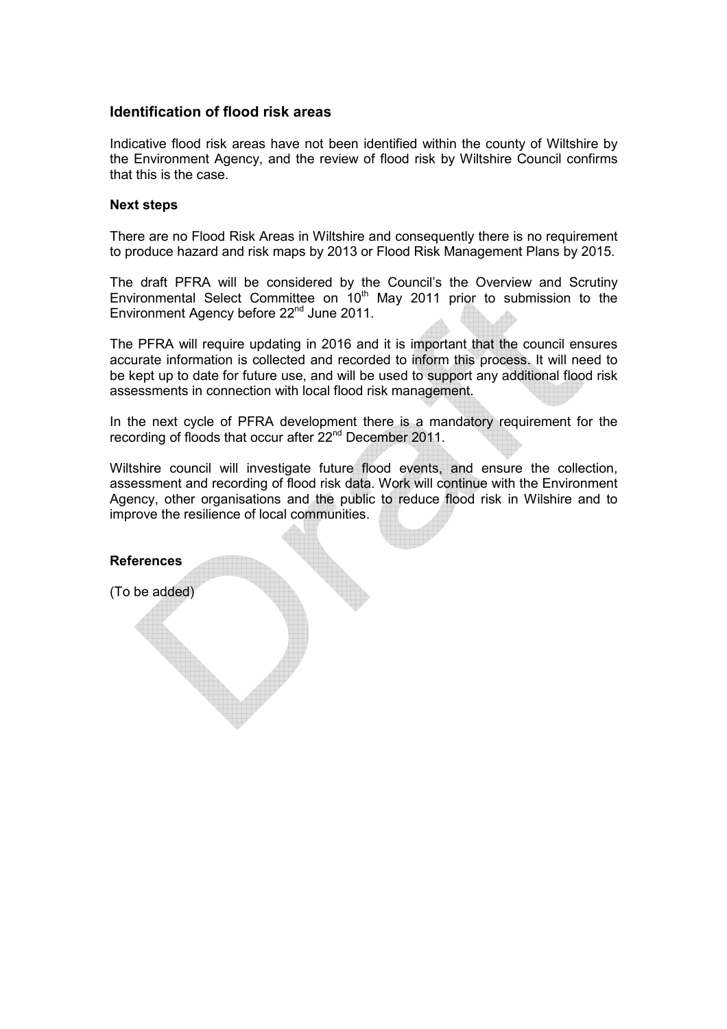## Identification of flood risk areas

Indicative flood risk areas have not been identified within the county of Wiltshire by the Environment Agency, and the review of flood risk by Wiltshire Council confirms that this is the case.

### Next steps

There are no Flood Risk Areas in Wiltshire and consequently there is no requirement to produce hazard and risk maps by 2013 or Flood Risk Management Plans by 2015.

The draft PFRA will be considered by the Council's the Overview and Scrutiny Environmental Select Committee on 10th May 2011 prior to submission to the Environment Agency before 22nd June 2011.

The PFRA will require updating in 2016 and it is important that the council ensures accurate information is collected and recorded to inform this process. It will need to be kept up to date for future use, and will be used to support any additional flood risk assessments in connection with local flood risk management.

In the next cycle of PFRA development there is a mandatory requirement for the recording of floods that occur after 22nd December 2011.

Wiltshire council will investigate future flood events, and ensure the collection, assessment and recording of flood risk data. Work will continue with the Environment Agency, other organisations and the public to reduce flood risk in Wilshire and to improve the resilience of local communities.

### References

(To be added)